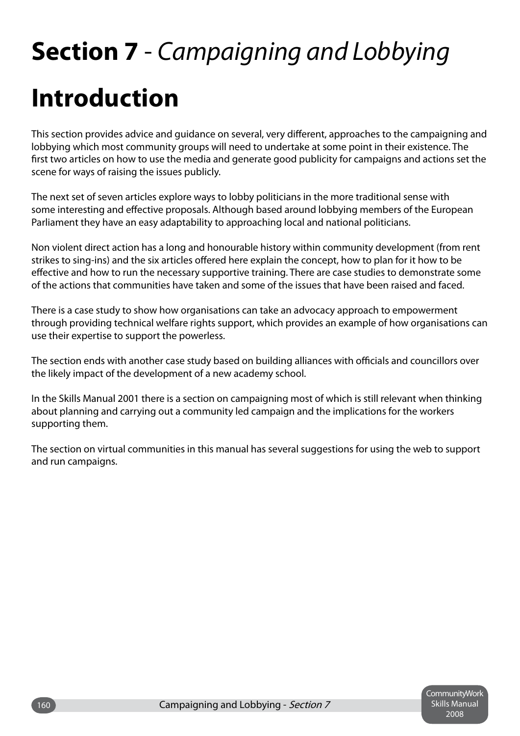# **Section 7** - *Campaigning and Lobbying*

# Introduction

This section provides advice and guidance on several, very different, approaches to the campaigning and lobbying which most community groups will need to undertake at some point in their existence. The first two articles on how to use the media and generate good publicity for campaigns and actions set the scene for ways of raising the issues publicly.

The next set of seven articles explore ways to lobby politicians in the more traditional sense with some interesting and effective proposals. Although based around lobbying members of the European Parliament they have an easy adaptability to approaching local and national politicians.

Non violent direct action has a long and honourable history within community development (from rent strikes to sing-ins) and the six articles offered here explain the concept, how to plan for it how to be effective and how to run the necessary supportive training. There are case studies to demonstrate some of the actions that communities have taken and some of the issues that have been raised and faced.

There is a case study to show how organisations can take an advocacy approach to empowerment through providing technical welfare rights support, which provides an example of how organisations can use their expertise to support the powerless.

The section ends with another case study based on building alliances with officials and councillors over the likely impact of the development of a new academy school.

In the Skills Manual 2001 there is a section on campaigning most of which is still relevant when thinking about planning and carrying out a community led campaign and the implications for the workers supporting them.

The section on virtual communities in this manual has several suggestions for using the web to support and run campaigns.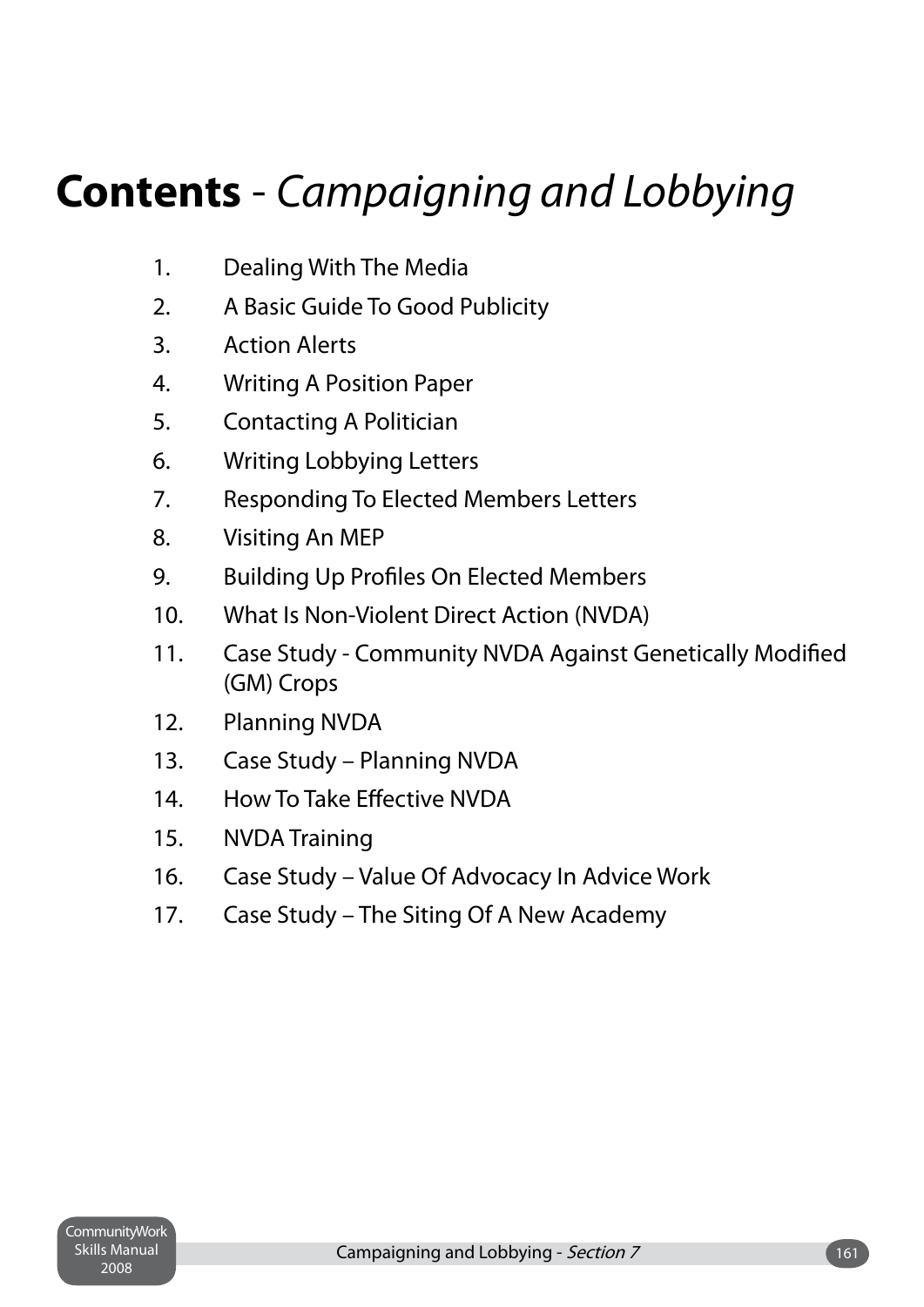# **Contents** - *Campaigning and Lobbying*

1. Dealing With The Media
2. A Basic Guide To Good Publicity
3. Action Alerts
4. Writing A Position Paper
5. Contacting A Politician
6. Writing Lobbying Letters
7. Responding To Elected Members Letters
8. Visiting An MEP
9. Building Up Profiles On Elected Members
10. What Is Non-Violent Direct Action (NVDA)
11. Case Study - Community NVDA Against Genetically Modified (GM) Crops
12. Planning NVDA
13. Case Study – Planning NVDA
14. How To Take Effective NVDA
15. NVDA Training
16. Case Study – Value Of Advocacy In Advice Work
17. Case Study – The Siting Of A New Academy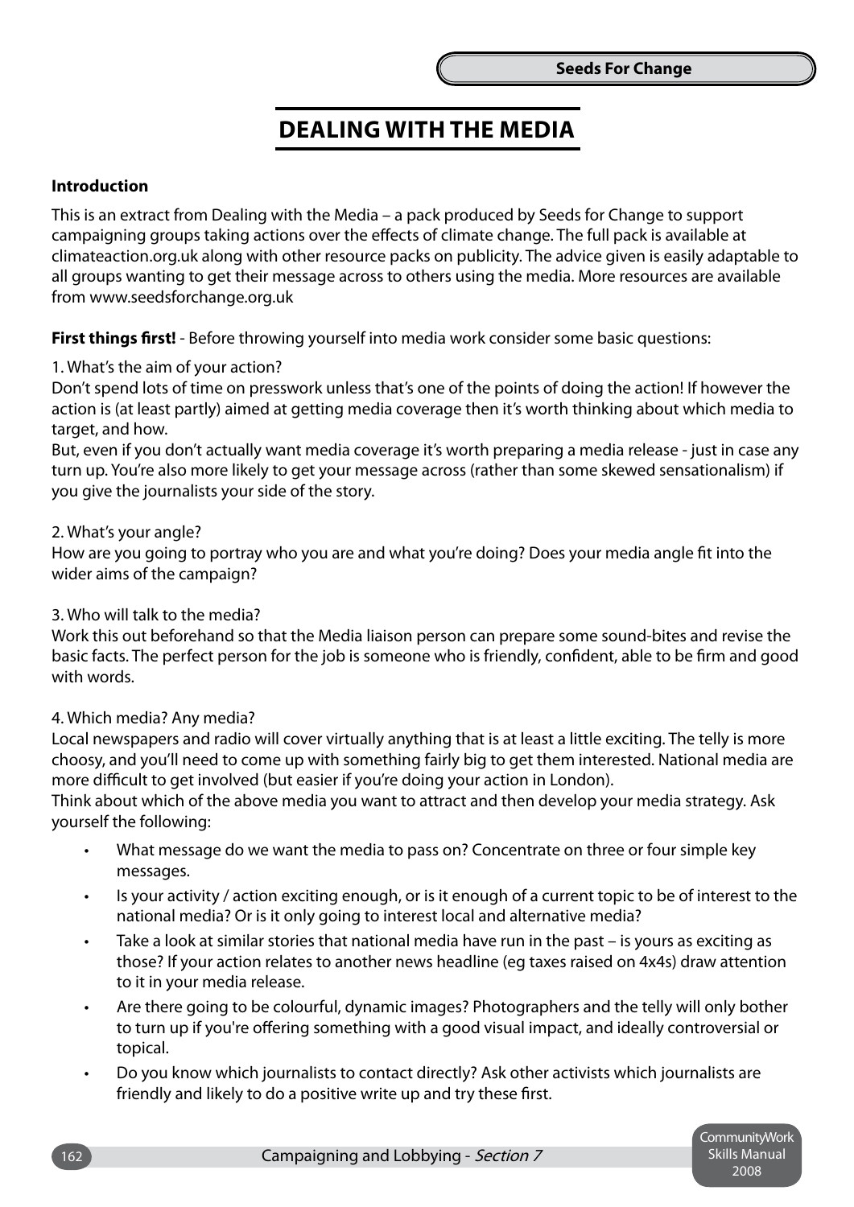# DEALING WITH THE MEDIA

**Introduction**

This is an extract from Dealing with the Media – a pack produced by Seeds for Change to support campaigning groups taking actions over the effects of climate change. The full pack is available at climateaction.org.uk along with other resource packs on publicity. The advice given is easily adaptable to all groups wanting to get their message across to others using the media. More resources are available from www.seedsforchange.org.uk

**First things first!** - Before throwing yourself into media work consider some basic questions:

1. What's the aim of your action?
Don't spend lots of time on presswork unless that's one of the points of doing the action! If however the action is (at least partly) aimed at getting media coverage then it's worth thinking about which media to target, and how.
But, even if you don't actually want media coverage it's worth preparing a media release - just in case any turn up. You're also more likely to get your message across (rather than some skewed sensationalism) if you give the journalists your side of the story.

2. What's your angle?
How are you going to portray who you are and what you're doing? Does your media angle fit into the wider aims of the campaign?

3. Who will talk to the media?
Work this out beforehand so that the Media liaison person can prepare some sound-bites and revise the basic facts. The perfect person for the job is someone who is friendly, confident, able to be firm and good with words.

4. Which media? Any media?
Local newspapers and radio will cover virtually anything that is at least a little exciting. The telly is more choosy, and you'll need to come up with something fairly big to get them interested. National media are more difficult to get involved (but easier if you're doing your action in London).
Think about which of the above media you want to attract and then develop your media strategy. Ask yourself the following:

- What message do we want the media to pass on? Concentrate on three or four simple key messages.
- Is your activity / action exciting enough, or is it enough of a current topic to be of interest to the national media? Or is it only going to interest local and alternative media?
- Take a look at similar stories that national media have run in the past – is yours as exciting as those? If your action relates to another news headline (eg taxes raised on 4x4s) draw attention to it in your media release.
- Are there going to be colourful, dynamic images? Photographers and the telly will only bother to turn up if you're offering something with a good visual impact, and ideally controversial or topical.
- Do you know which journalists to contact directly? Ask other activists which journalists are friendly and likely to do a positive write up and try these first.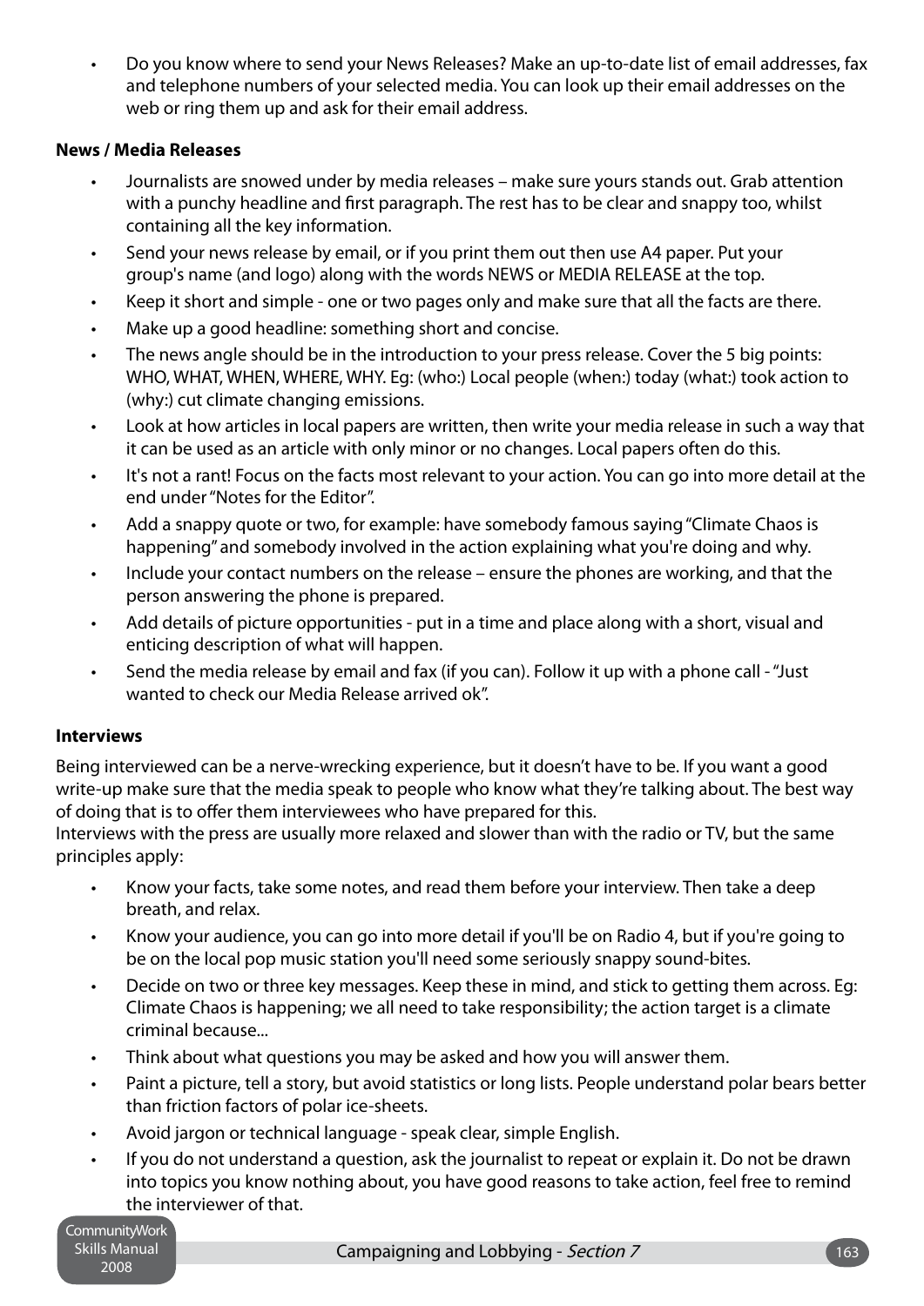- Do you know where to send your News Releases? Make an up-to-date list of email addresses, fax and telephone numbers of your selected media. You can look up their email addresses on the web or ring them up and ask for their email address.

**News / Media Releases**

- Journalists are snowed under by media releases – make sure yours stands out. Grab attention with a punchy headline and first paragraph. The rest has to be clear and snappy too, whilst containing all the key information.
- Send your news release by email, or if you print them out then use A4 paper. Put your group's name (and logo) along with the words NEWS or MEDIA RELEASE at the top.
- Keep it short and simple - one or two pages only and make sure that all the facts are there.
- Make up a good headline: something short and concise.
- The news angle should be in the introduction to your press release. Cover the 5 big points: WHO, WHAT, WHEN, WHERE, WHY. Eg: (who:) Local people (when:) today (what:) took action to (why:) cut climate changing emissions.
- Look at how articles in local papers are written, then write your media release in such a way that it can be used as an article with only minor or no changes. Local papers often do this.
- It's not a rant! Focus on the facts most relevant to your action. You can go into more detail at the end under "Notes for the Editor".
- Add a snappy quote or two, for example: have somebody famous saying "Climate Chaos is happening" and somebody involved in the action explaining what you're doing and why.
- Include your contact numbers on the release – ensure the phones are working, and that the person answering the phone is prepared.
- Add details of picture opportunities - put in a time and place along with a short, visual and enticing description of what will happen.
- Send the media release by email and fax (if you can). Follow it up with a phone call - "Just wanted to check our Media Release arrived ok".

**Interviews**

Being interviewed can be a nerve-wrecking experience, but it doesn't have to be. If you want a good write-up make sure that the media speak to people who know what they're talking about. The best way of doing that is to offer them interviewees who have prepared for this.
Interviews with the press are usually more relaxed and slower than with the radio or TV, but the same principles apply:

- Know your facts, take some notes, and read them before your interview. Then take a deep breath, and relax.
- Know your audience, you can go into more detail if you'll be on Radio 4, but if you're going to be on the local pop music station you'll need some seriously snappy sound-bites.
- Decide on two or three key messages. Keep these in mind, and stick to getting them across. Eg: Climate Chaos is happening; we all need to take responsibility; the action target is a climate criminal because...
- Think about what questions you may be asked and how you will answer them.
- Paint a picture, tell a story, but avoid statistics or long lists. People understand polar bears better than friction factors of polar ice-sheets.
- Avoid jargon or technical language - speak clear, simple English.
- If you do not understand a question, ask the journalist to repeat or explain it. Do not be drawn into topics you know nothing about, you have good reasons to take action, feel free to remind the interviewer of that.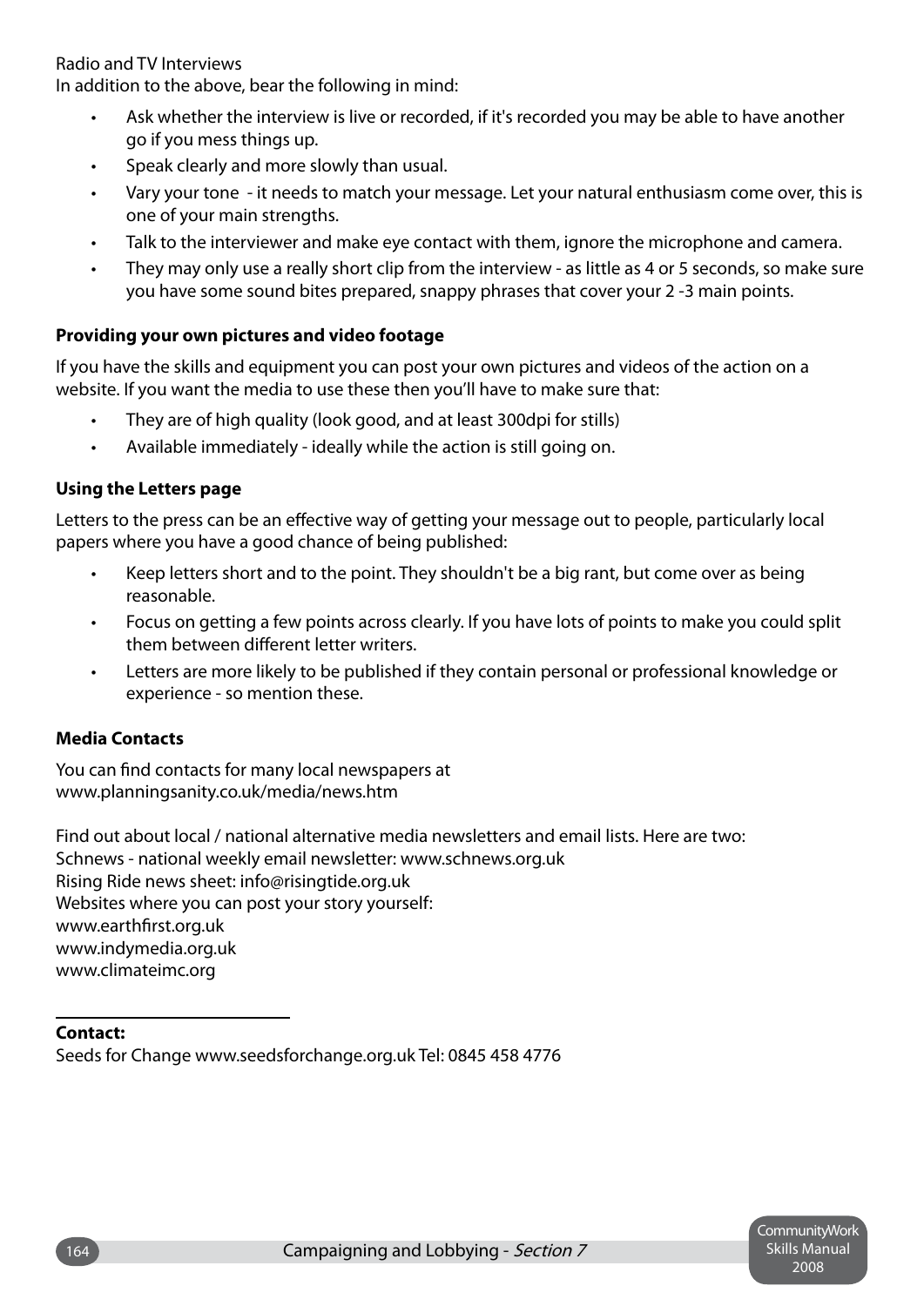Radio and TV Interviews

In addition to the above, bear the following in mind:

- Ask whether the interview is live or recorded, if it's recorded you may be able to have another go if you mess things up.
- Speak clearly and more slowly than usual.
- Vary your tone - it needs to match your message. Let your natural enthusiasm come over, this is one of your main strengths.
- Talk to the interviewer and make eye contact with them, ignore the microphone and camera.
- They may only use a really short clip from the interview - as little as 4 or 5 seconds, so make sure you have some sound bites prepared, snappy phrases that cover your 2 -3 main points.

**Providing your own pictures and video footage**

If you have the skills and equipment you can post your own pictures and videos of the action on a website. If you want the media to use these then you'll have to make sure that:

- They are of high quality (look good, and at least 300dpi for stills)
- Available immediately - ideally while the action is still going on.

**Using the Letters page**

Letters to the press can be an effective way of getting your message out to people, particularly local papers where you have a good chance of being published:

- Keep letters short and to the point. They shouldn't be a big rant, but come over as being reasonable.
- Focus on getting a few points across clearly. If you have lots of points to make you could split them between different letter writers.
- Letters are more likely to be published if they contain personal or professional knowledge or experience - so mention these.

**Media Contacts**

You can find contacts for many local newspapers at
www.planningsanity.co.uk/media/news.htm

Find out about local / national alternative media newsletters and email lists. Here are two:
Schnews - national weekly email newsletter: www.schnews.org.uk
Rising Ride news sheet: info@risingtide.org.uk
Websites where you can post your story yourself:
www.earthfirst.org.uk
www.indymedia.org.uk
www.climateimc.org

---

**Contact:**
Seeds for Change www.seedsforchange.org.uk Tel: 0845 458 4776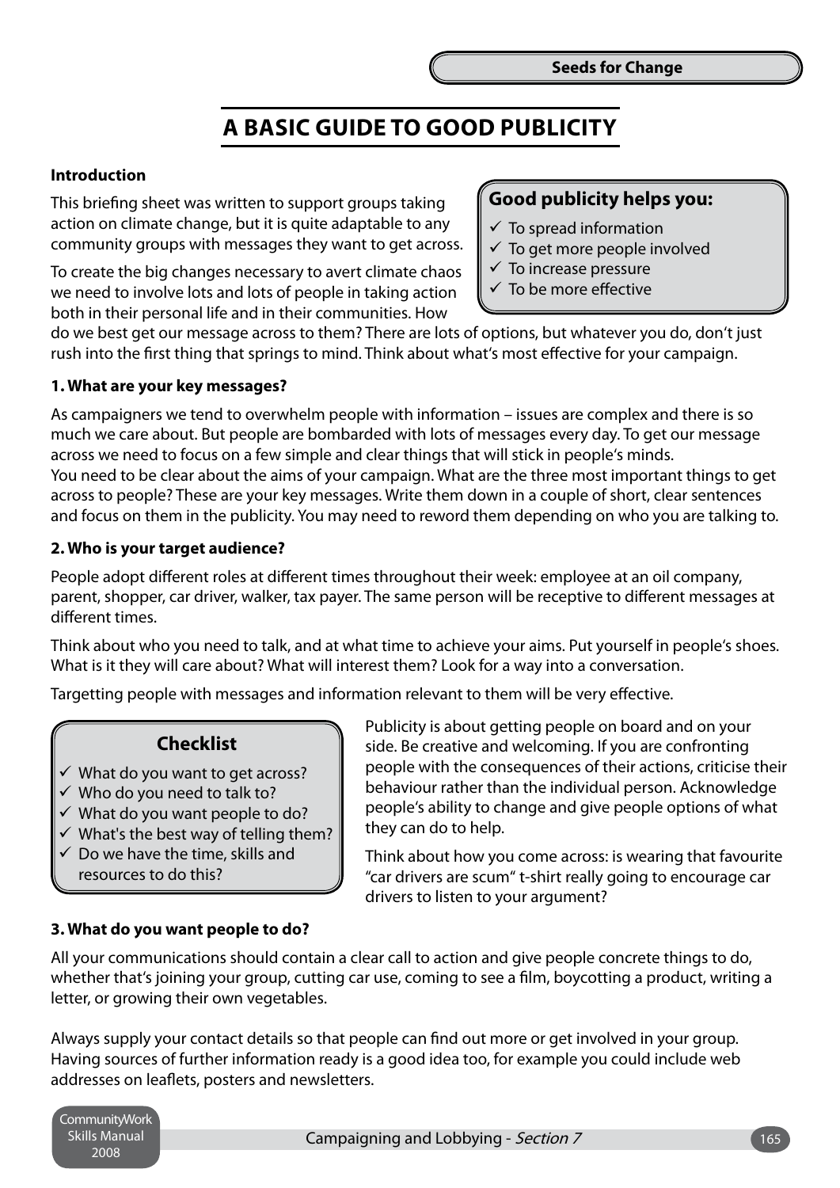# A BASIC GUIDE TO GOOD PUBLICITY

**Introduction**

This briefing sheet was written to support groups taking action on climate change, but it is quite adaptable to any community groups with messages they want to get across.

To create the big changes necessary to avert climate chaos we need to involve lots and lots of people in taking action both in their personal life and in their communities. How do we best get our message across to them? There are lots of options, but whatever you do, don't just rush into the first thing that springs to mind. Think about what's most effective for your campaign.

> **Good publicity helps you:**
> - ✓ To spread information
> - ✓ To get more people involved
> - ✓ To increase pressure
> - ✓ To be more effective

**1. What are your key messages?**

As campaigners we tend to overwhelm people with information – issues are complex and there is so much we care about. But people are bombarded with lots of messages every day. To get our message across we need to focus on a few simple and clear things that will stick in people's minds.
You need to be clear about the aims of your campaign. What are the three most important things to get across to people? These are your key messages. Write them down in a couple of short, clear sentences and focus on them in the publicity. You may need to reword them depending on who you are talking to.

**2. Who is your target audience?**

People adopt different roles at different times throughout their week: employee at an oil company, parent, shopper, car driver, walker, tax payer. The same person will be receptive to different messages at different times.

Think about who you need to talk, and at what time to achieve your aims. Put yourself in people's shoes. What is it they will care about? What will interest them? Look for a way into a conversation.

Targetting people with messages and information relevant to them will be very effective.

> **Checklist**
> - ✓ What do you want to get across?
> - ✓ Who do you need to talk to?
> - ✓ What do you want people to do?
> - ✓ What's the best way of telling them?
> - ✓ Do we have the time, skills and resources to do this?

Publicity is about getting people on board and on your side. Be creative and welcoming. If you are confronting people with the consequences of their actions, criticise their behaviour rather than the individual person. Acknowledge people's ability to change and give people options of what they can do to help.

Think about how you come across: is wearing that favourite "car drivers are scum" t-shirt really going to encourage car drivers to listen to your argument?

**3. What do you want people to do?**

All your communications should contain a clear call to action and give people concrete things to do, whether that's joining your group, cutting car use, coming to see a film, boycotting a product, writing a letter, or growing their own vegetables.

Always supply your contact details so that people can find out more or get involved in your group. Having sources of further information ready is a good idea too, for example you could include web addresses on leaflets, posters and newsletters.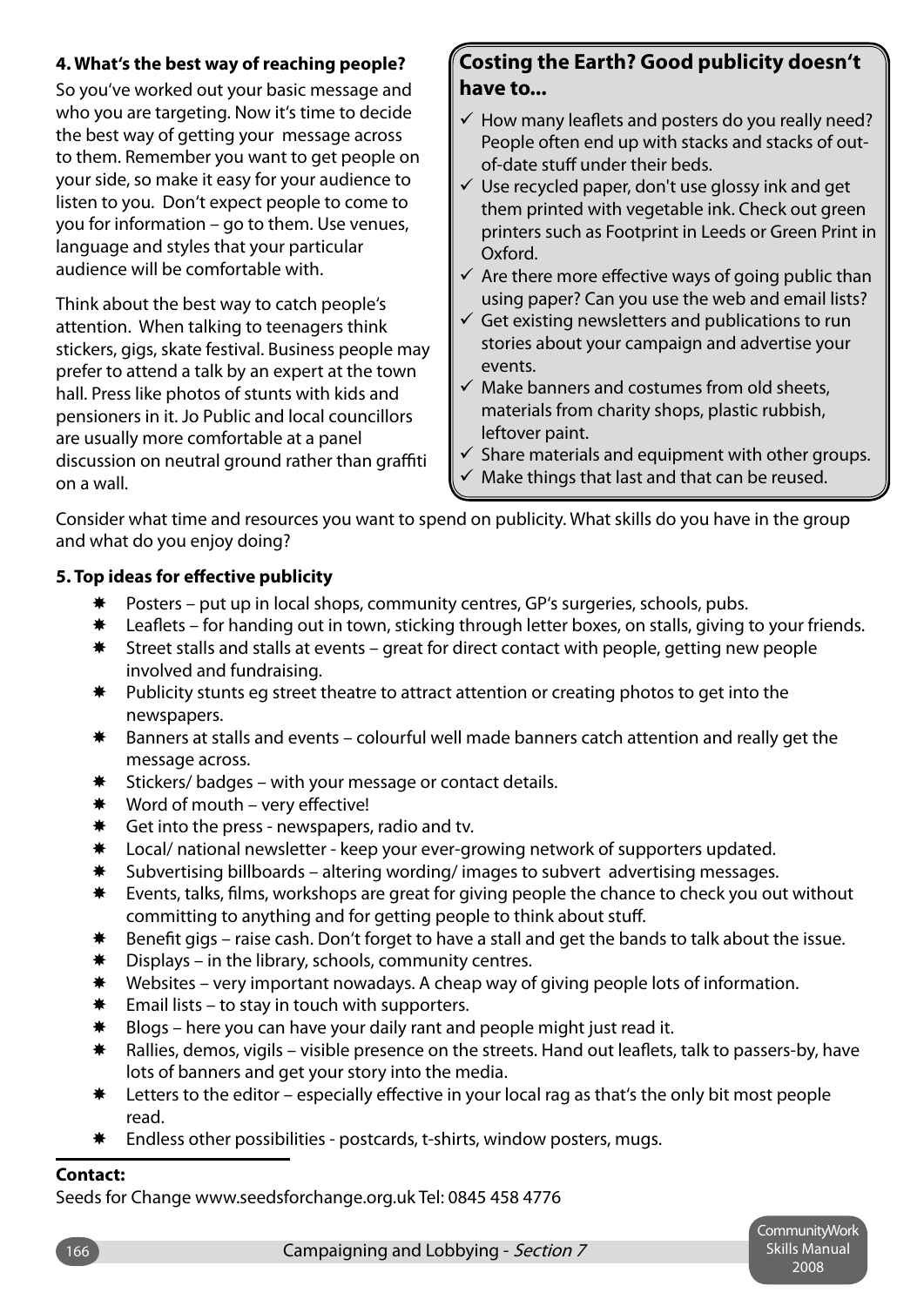#### 4. What's the best way of reaching people?

So you've worked out your basic message and who you are targeting. Now it's time to decide the best way of getting your message across to them. Remember you want to get people on your side, so make it easy for your audience to listen to you. Don't expect people to come to you for information – go to them. Use venues, language and styles that your particular audience will be comfortable with.

Think about the best way to catch people's attention. When talking to teenagers think stickers, gigs, skate festival. Business people may prefer to attend a talk by an expert at the town hall. Press like photos of stunts with kids and pensioners in it. Jo Public and local councillors are usually more comfortable at a panel discussion on neutral ground rather than graffiti on a wall.

> **Costing the Earth? Good publicity doesn't have to...**
>
> - ✓ How many leaflets and posters do you really need? People often end up with stacks and stacks of out-of-date stuff under their beds.
> - ✓ Use recycled paper, don't use glossy ink and get them printed with vegetable ink. Check out green printers such as Footprint in Leeds or Green Print in Oxford.
> - ✓ Are there more effective ways of going public than using paper? Can you use the web and email lists?
> - ✓ Get existing newsletters and publications to run stories about your campaign and advertise your events.
> - ✓ Make banners and costumes from old sheets, materials from charity shops, plastic rubbish, leftover paint.
> - ✓ Share materials and equipment with other groups.
> - ✓ Make things that last and that can be reused.

Consider what time and resources you want to spend on publicity. What skills do you have in the group and what do you enjoy doing?

#### 5. Top ideas for effective publicity

- Posters – put up in local shops, community centres, GP's surgeries, schools, pubs.
- Leaflets – for handing out in town, sticking through letter boxes, on stalls, giving to your friends.
- Street stalls and stalls at events – great for direct contact with people, getting new people involved and fundraising.
- Publicity stunts eg street theatre to attract attention or creating photos to get into the newspapers.
- Banners at stalls and events – colourful well made banners catch attention and really get the message across.
- Stickers/ badges – with your message or contact details.
- Word of mouth – very effective!
- Get into the press - newspapers, radio and tv.
- Local/ national newsletter - keep your ever-growing network of supporters updated.
- Subvertising billboards – altering wording/ images to subvert advertising messages.
- Events, talks, films, workshops are great for giving people the chance to check you out without committing to anything and for getting people to think about stuff.
- Benefit gigs – raise cash. Don't forget to have a stall and get the bands to talk about the issue.
- Displays – in the library, schools, community centres.
- Websites – very important nowadays. A cheap way of giving people lots of information.
- Email lists – to stay in touch with supporters.
- Blogs – here you can have your daily rant and people might just read it.
- Rallies, demos, vigils – visible presence on the streets. Hand out leaflets, talk to passers-by, have lots of banners and get your story into the media.
- Letters to the editor – especially effective in your local rag as that's the only bit most people read.
- Endless other possibilities - postcards, t-shirts, window posters, mugs.

**Contact:**

Seeds for Change www.seedsforchange.org.uk Tel: 0845 458 4776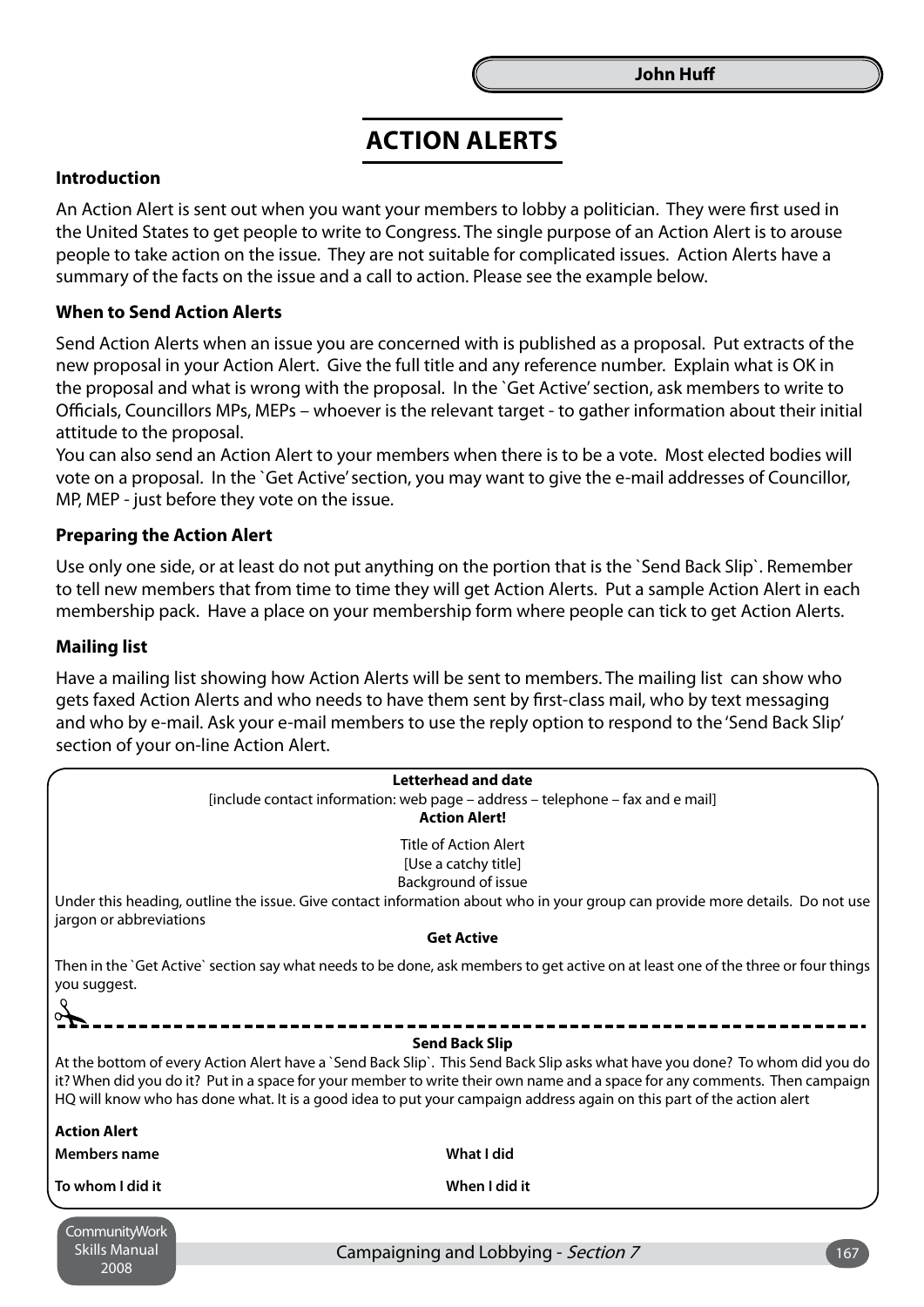John Huff

# ACTION ALERTS

**Introduction**

An Action Alert is sent out when you want your members to lobby a politician. They were first used in the United States to get people to write to Congress. The single purpose of an Action Alert is to arouse people to take action on the issue. They are not suitable for complicated issues. Action Alerts have a summary of the facts on the issue and a call to action. Please see the example below.

**When to Send Action Alerts**

Send Action Alerts when an issue you are concerned with is published as a proposal. Put extracts of the new proposal in your Action Alert. Give the full title and any reference number. Explain what is OK in the proposal and what is wrong with the proposal. In the `Get Active' section, ask members to write to Officials, Councillors MPs, MEPs – whoever is the relevant target - to gather information about their initial attitude to the proposal.
You can also send an Action Alert to your members when there is to be a vote. Most elected bodies will vote on a proposal. In the `Get Active' section, you may want to give the e-mail addresses of Councillor, MP, MEP - just before they vote on the issue.

**Preparing the Action Alert**

Use only one side, or at least do not put anything on the portion that is the `Send Back Slip`. Remember to tell new members that from time to time they will get Action Alerts. Put a sample Action Alert in each membership pack. Have a place on your membership form where people can tick to get Action Alerts.

**Mailing list**

Have a mailing list showing how Action Alerts will be sent to members. The mailing list can show who gets faxed Action Alerts and who needs to have them sent by first-class mail, who by text messaging and who by e-mail. Ask your e-mail members to use the reply option to respond to the 'Send Back Slip' section of your on-line Action Alert.

**Letterhead and date**
[include contact information: web page – address – telephone – fax and e mail]
**Action Alert!**

Title of Action Alert
[Use a catchy title]
Background of issue

Under this heading, outline the issue. Give contact information about who in your group can provide more details. Do not use jargon or abbreviations

**Get Active**

Then in the `Get Active` section say what needs to be done, ask members to get active on at least one of the three or four things you suggest.

- - - - - - - - - - - - - - - - - - - - - - - - - - - - - - - - - - - -

**Send Back Slip**

At the bottom of every Action Alert have a `Send Back Slip`. This Send Back Slip asks what have you done? To whom did you do it? When did you do it? Put in a space for your member to write their own name and a space for any comments. Then campaign HQ will know who has done what. It is a good idea to put your campaign address again on this part of the action alert

**Action Alert**

| | |
|---|---|
| **Members name** | **What I did** |
| **To whom I did it** | **When I did it** |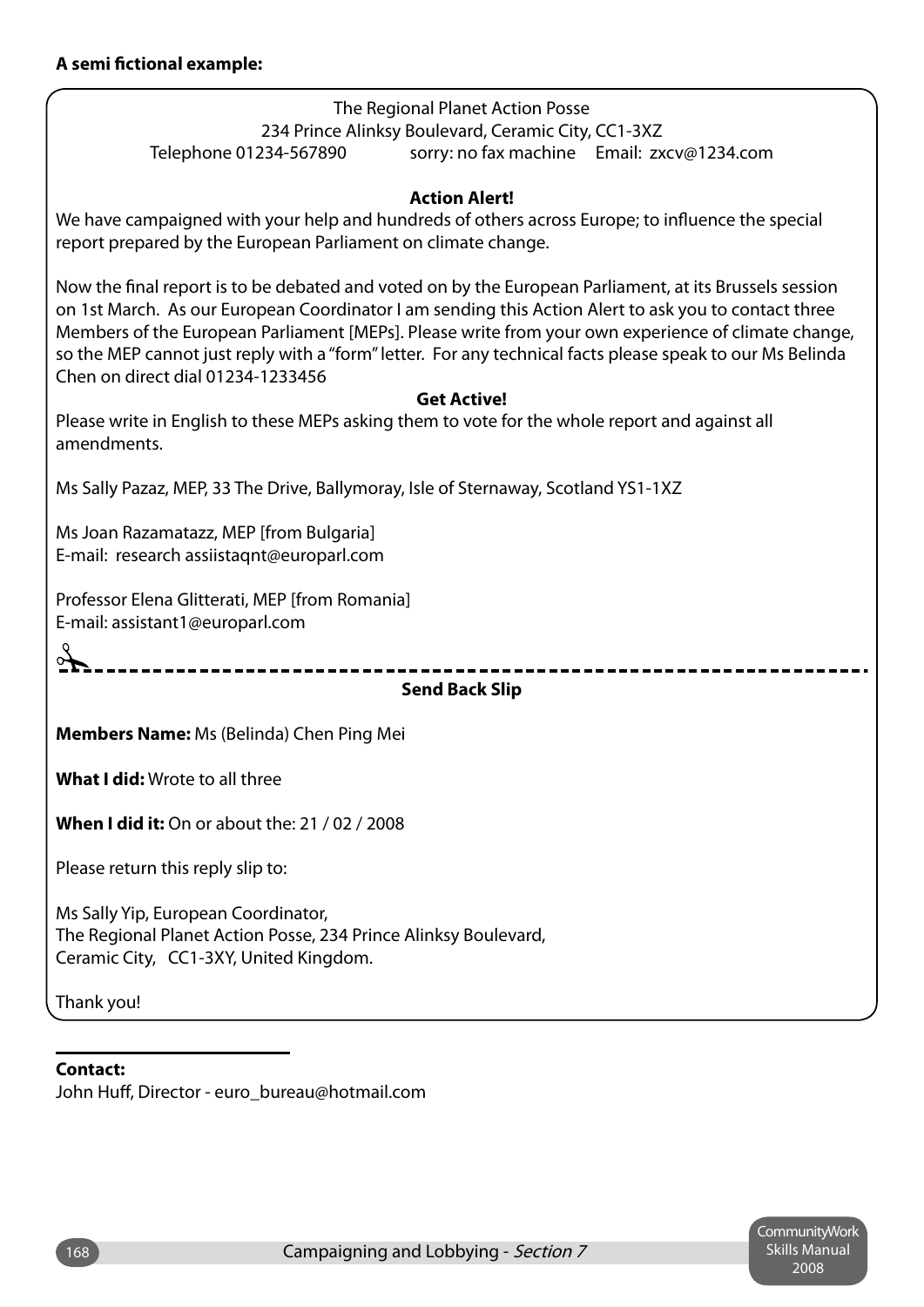**A semi fictional example:**

The Regional Planet Action Posse
234 Prince Alinksy Boulevard, Ceramic City, CC1-3XZ
Telephone 01234-567890 sorry: no fax machine Email: zxcv@1234.com

**Action Alert!**

We have campaigned with your help and hundreds of others across Europe; to influence the special report prepared by the European Parliament on climate change.

Now the final report is to be debated and voted on by the European Parliament, at its Brussels session on 1st March. As our European Coordinator I am sending this Action Alert to ask you to contact three Members of the European Parliament [MEPs]. Please write from your own experience of climate change, so the MEP cannot just reply with a "form" letter. For any technical facts please speak to our Ms Belinda Chen on direct dial 01234-1233456

**Get Active!**

Please write in English to these MEPs asking them to vote for the whole report and against all amendments.

Ms Sally Pazaz, MEP, 33 The Drive, Ballymoray, Isle of Sternaway, Scotland YS1-1XZ

Ms Joan Razamatazz, MEP [from Bulgaria]
E-mail: research assiistaqnt@europarl.com

Professor Elena Glitterati, MEP [from Romania]
E-mail: assistant1@europarl.com

---

**Send Back Slip**

**Members Name:** Ms (Belinda) Chen Ping Mei

**What I did:** Wrote to all three

**When I did it:** On or about the: 21 / 02 / 2008

Please return this reply slip to:

Ms Sally Yip, European Coordinator,
The Regional Planet Action Posse, 234 Prince Alinksy Boulevard,
Ceramic City, CC1-3XY, United Kingdom.

Thank you!

---

**Contact:**
John Huff, Director - euro_bureau@hotmail.com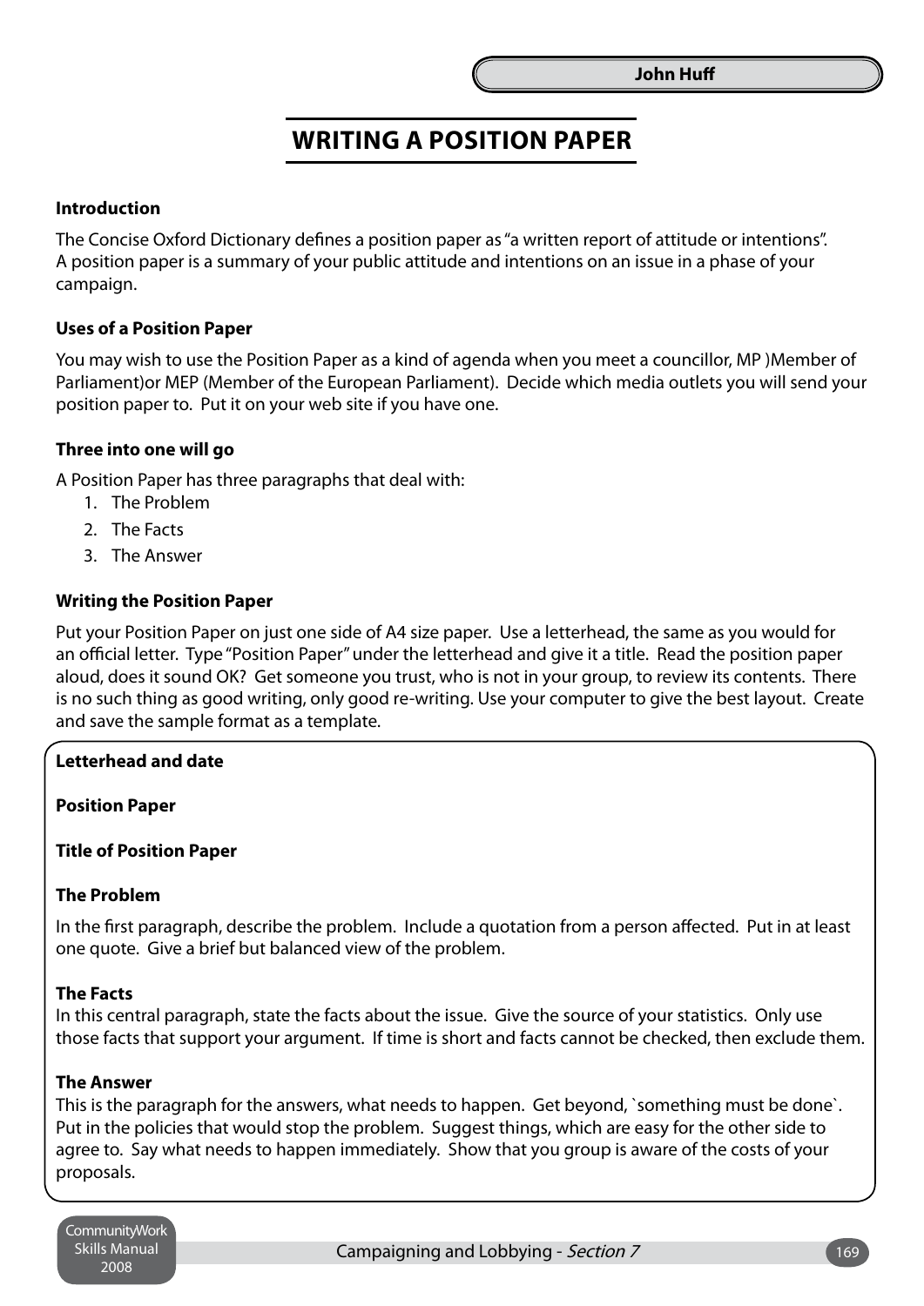John Huff

# WRITING A POSITION PAPER

**Introduction**

The Concise Oxford Dictionary defines a position paper as "a written report of attitude or intentions". A position paper is a summary of your public attitude and intentions on an issue in a phase of your campaign.

**Uses of a Position Paper**

You may wish to use the Position Paper as a kind of agenda when you meet a councillor, MP )Member of Parliament)or MEP (Member of the European Parliament). Decide which media outlets you will send your position paper to. Put it on your web site if you have one.

**Three into one will go**

A Position Paper has three paragraphs that deal with:

1. The Problem
2. The Facts
3. The Answer

**Writing the Position Paper**

Put your Position Paper on just one side of A4 size paper. Use a letterhead, the same as you would for an official letter. Type "Position Paper" under the letterhead and give it a title. Read the position paper aloud, does it sound OK? Get someone you trust, who is not in your group, to review its contents. There is no such thing as good writing, only good re-writing. Use your computer to give the best layout. Create and save the sample format as a template.

**Letterhead and date**

**Position Paper**

**Title of Position Paper**

**The Problem**

In the first paragraph, describe the problem. Include a quotation from a person affected. Put in at least one quote. Give a brief but balanced view of the problem.

**The Facts**

In this central paragraph, state the facts about the issue. Give the source of your statistics. Only use those facts that support your argument. If time is short and facts cannot be checked, then exclude them.

**The Answer**

This is the paragraph for the answers, what needs to happen. Get beyond, `something must be done`. Put in the policies that would stop the problem. Suggest things, which are easy for the other side to agree to. Say what needs to happen immediately. Show that you group is aware of the costs of your proposals.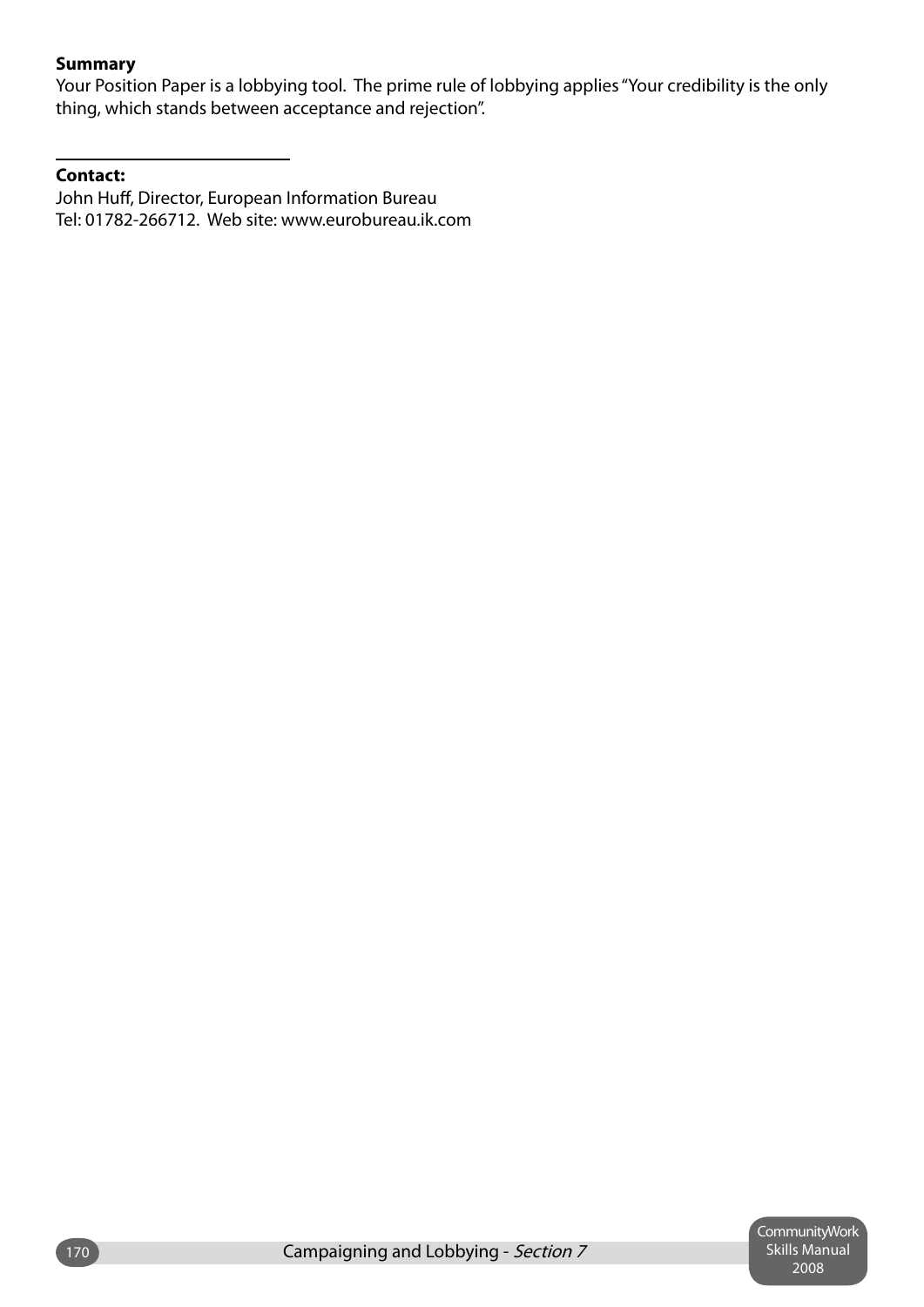**Summary**

Your Position Paper is a lobbying tool. The prime rule of lobbying applies "Your credibility is the only thing, which stands between acceptance and rejection".

---

**Contact:**

John Huff, Director, European Information Bureau
Tel: 01782-266712. Web site: www.eurobureau.ik.com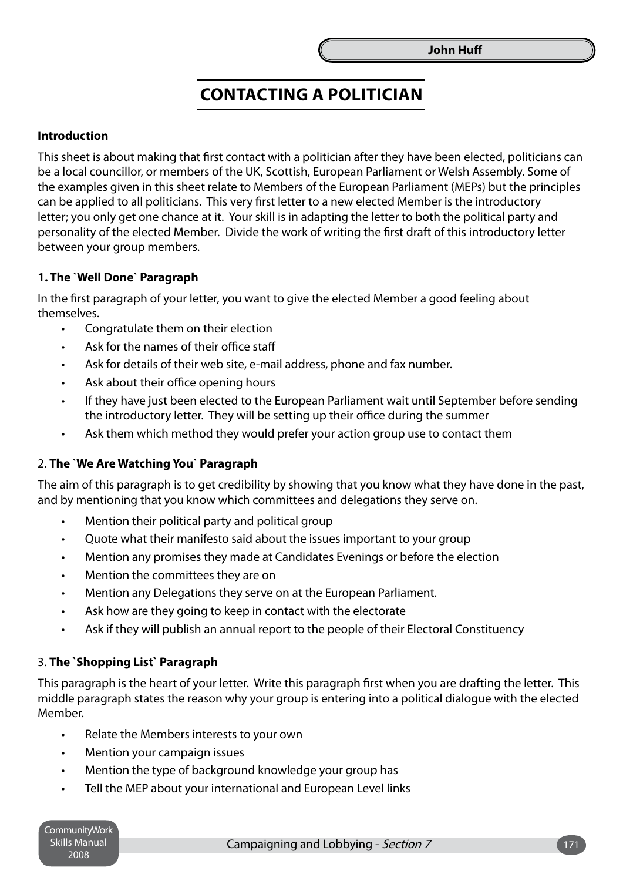# CONTACTING A POLITICIAN

**Introduction**

This sheet is about making that first contact with a politician after they have been elected, politicians can be a local councillor, or members of the UK, Scottish, European Parliament or Welsh Assembly. Some of the examples given in this sheet relate to Members of the European Parliament (MEPs) but the principles can be applied to all politicians. This very first letter to a new elected Member is the introductory letter; you only get one chance at it. Your skill is in adapting the letter to both the political party and personality of the elected Member. Divide the work of writing the first draft of this introductory letter between your group members.

**1. The `Well Done` Paragraph**

In the first paragraph of your letter, you want to give the elected Member a good feeling about themselves.

- Congratulate them on their election
- Ask for the names of their office staff
- Ask for details of their web site, e-mail address, phone and fax number.
- Ask about their office opening hours
- If they have just been elected to the European Parliament wait until September before sending the introductory letter. They will be setting up their office during the summer
- Ask them which method they would prefer your action group use to contact them

2. **The `We Are Watching You` Paragraph**

The aim of this paragraph is to get credibility by showing that you know what they have done in the past, and by mentioning that you know which committees and delegations they serve on.

- Mention their political party and political group
- Quote what their manifesto said about the issues important to your group
- Mention any promises they made at Candidates Evenings or before the election
- Mention the committees they are on
- Mention any Delegations they serve on at the European Parliament.
- Ask how are they going to keep in contact with the electorate
- Ask if they will publish an annual report to the people of their Electoral Constituency

3. **The `Shopping List` Paragraph**

This paragraph is the heart of your letter. Write this paragraph first when you are drafting the letter. This middle paragraph states the reason why your group is entering into a political dialogue with the elected Member.

- Relate the Members interests to your own
- Mention your campaign issues
- Mention the type of background knowledge your group has
- Tell the MEP about your international and European Level links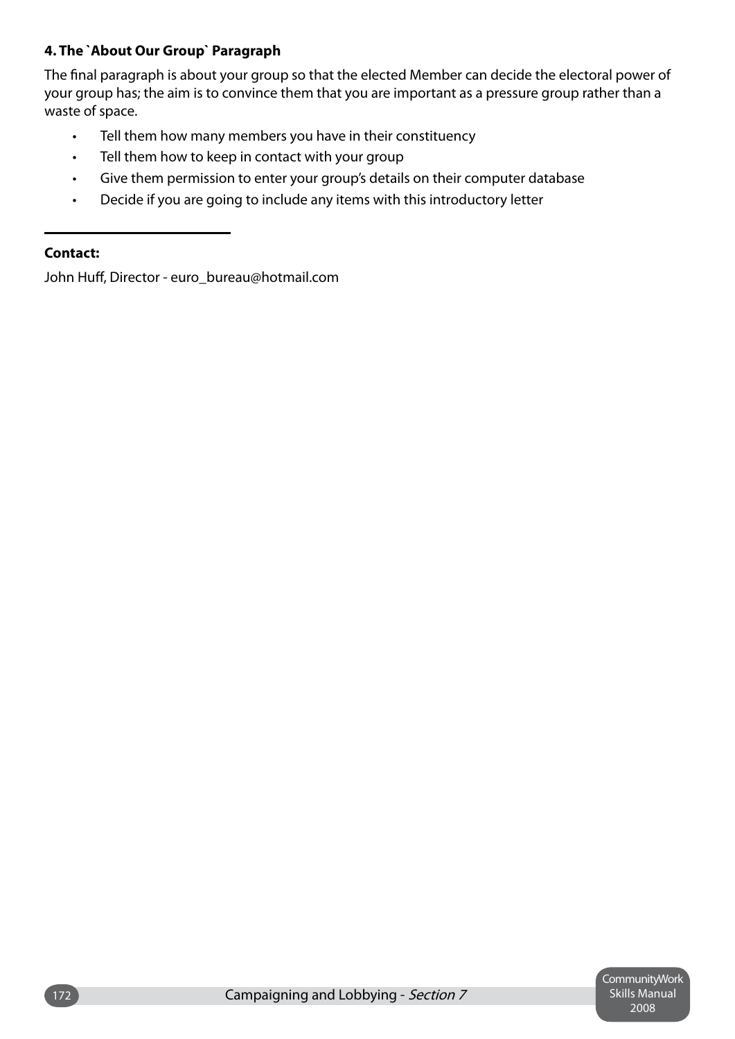#### 4. The `About Our Group` Paragraph

The final paragraph is about your group so that the elected Member can decide the electoral power of your group has; the aim is to convince them that you are important as a pressure group rather than a waste of space.

- Tell them how many members you have in their constituency
- Tell them how to keep in contact with your group
- Give them permission to enter your group's details on their computer database
- Decide if you are going to include any items with this introductory letter

---

**Contact:**

John Huff, Director - euro_bureau@hotmail.com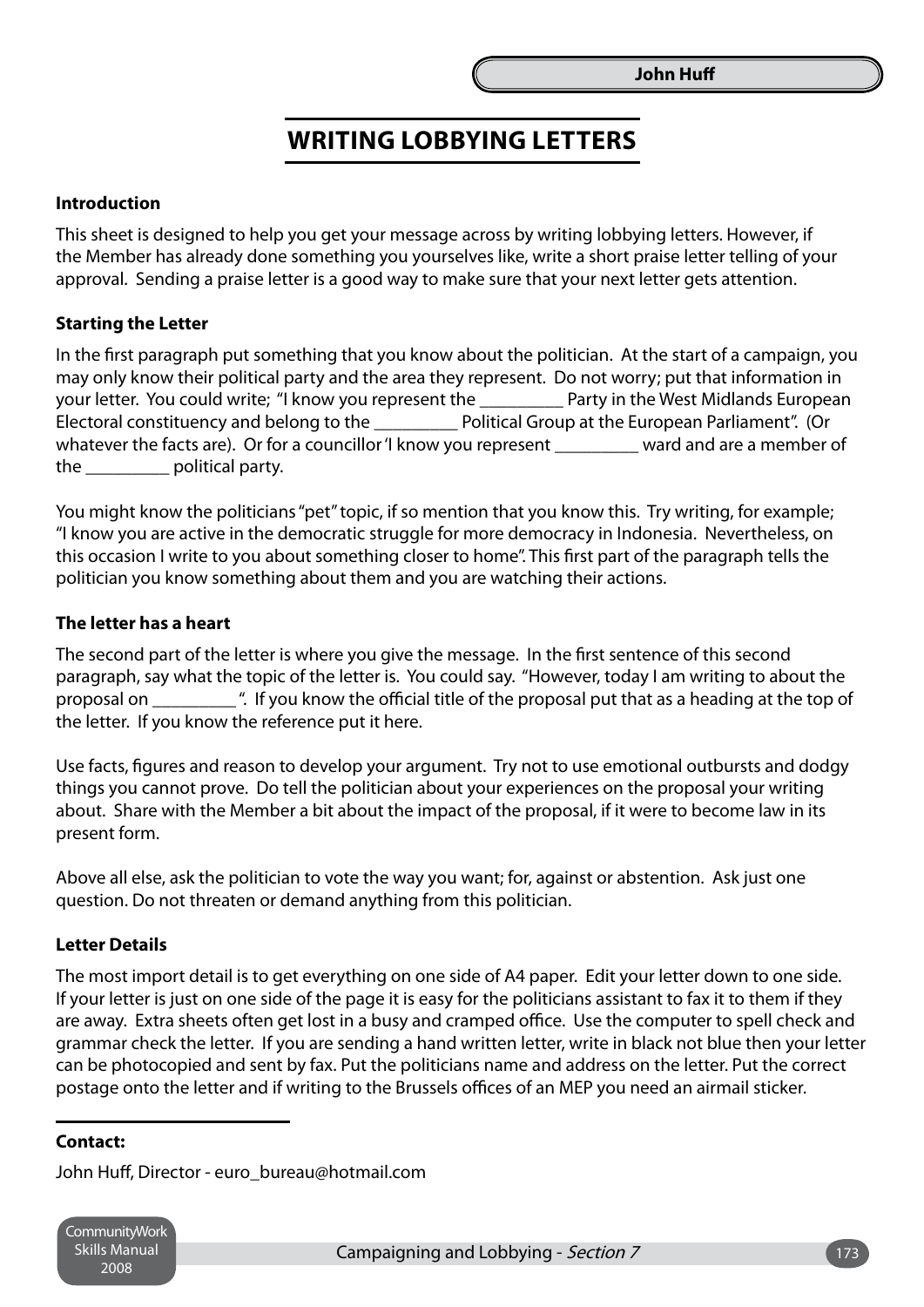# WRITING LOBBYING LETTERS

**Introduction**

This sheet is designed to help you get your message across by writing lobbying letters. However, if the Member has already done something you yourselves like, write a short praise letter telling of your approval. Sending a praise letter is a good way to make sure that your next letter gets attention.

**Starting the Letter**

In the first paragraph put something that you know about the politician. At the start of a campaign, you may only know their political party and the area they represent. Do not worry; put that information in your letter. You could write; "I know you represent the _________ Party in the West Midlands European Electoral constituency and belong to the _________ Political Group at the European Parliament". (Or whatever the facts are). Or for a councillor 'I know you represent _________ ward and are a member of the _________ political party.

You might know the politicians "pet" topic, if so mention that you know this. Try writing, for example; "I know you are active in the democratic struggle for more democracy in Indonesia. Nevertheless, on this occasion I write to you about something closer to home". This first part of the paragraph tells the politician you know something about them and you are watching their actions.

**The letter has a heart**

The second part of the letter is where you give the message. In the first sentence of this second paragraph, say what the topic of the letter is. You could say. "However, today I am writing to about the proposal on _________ ". If you know the official title of the proposal put that as a heading at the top of the letter. If you know the reference put it here.

Use facts, figures and reason to develop your argument. Try not to use emotional outbursts and dodgy things you cannot prove. Do tell the politician about your experiences on the proposal your writing about. Share with the Member a bit about the impact of the proposal, if it were to become law in its present form.

Above all else, ask the politician to vote the way you want; for, against or abstention. Ask just one question. Do not threaten or demand anything from this politician.

**Letter Details**

The most import detail is to get everything on one side of A4 paper. Edit your letter down to one side. If your letter is just on one side of the page it is easy for the politicians assistant to fax it to them if they are away. Extra sheets often get lost in a busy and cramped office. Use the computer to spell check and grammar check the letter. If you are sending a hand written letter, write in black not blue then your letter can be photocopied and sent by fax. Put the politicians name and address on the letter. Put the correct postage onto the letter and if writing to the Brussels offices of an MEP you need an airmail sticker.

---

**Contact:**

John Huff, Director - euro_bureau@hotmail.com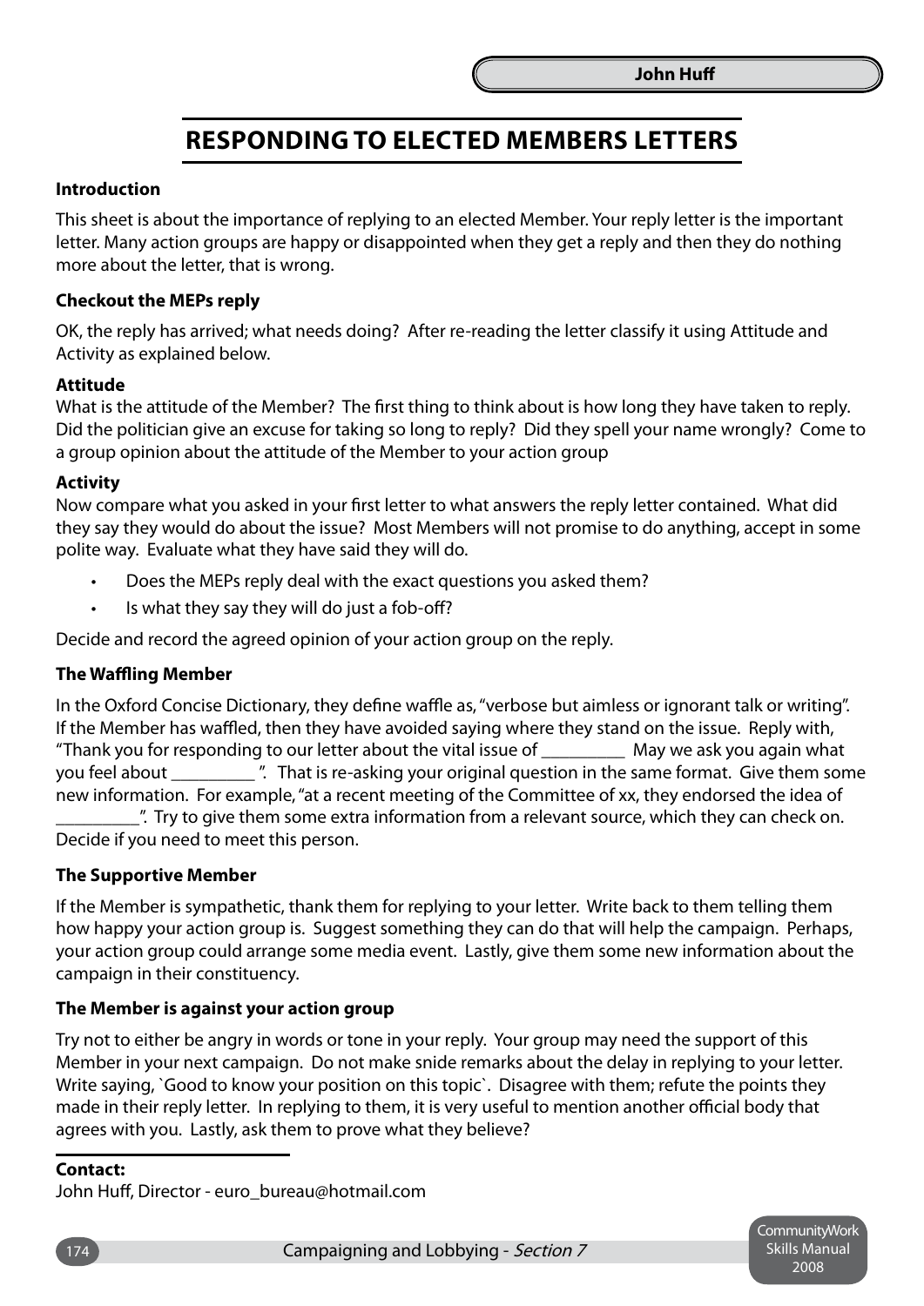**John Huff**

# RESPONDING TO ELECTED MEMBERS LETTERS

**Introduction**

This sheet is about the importance of replying to an elected Member. Your reply letter is the important letter. Many action groups are happy or disappointed when they get a reply and then they do nothing more about the letter, that is wrong.

**Checkout the MEPs reply**

OK, the reply has arrived; what needs doing? After re-reading the letter classify it using Attitude and Activity as explained below.

**Attitude**

What is the attitude of the Member? The first thing to think about is how long they have taken to reply. Did the politician give an excuse for taking so long to reply? Did they spell your name wrongly? Come to a group opinion about the attitude of the Member to your action group

**Activity**

Now compare what you asked in your first letter to what answers the reply letter contained. What did they say they would do about the issue? Most Members will not promise to do anything, accept in some polite way. Evaluate what they have said they will do.

- Does the MEPs reply deal with the exact questions you asked them?
- Is what they say they will do just a fob-off?

Decide and record the agreed opinion of your action group on the reply.

**The Waffling Member**

In the Oxford Concise Dictionary, they define waffle as, "verbose but aimless or ignorant talk or writing". If the Member has waffled, then they have avoided saying where they stand on the issue. Reply with, "Thank you for responding to our letter about the vital issue of _________ May we ask you again what you feel about _________ ". That is re-asking your original question in the same format. Give them some new information. For example, "at a recent meeting of the Committee of xx, they endorsed the idea of _________". Try to give them some extra information from a relevant source, which they can check on. Decide if you need to meet this person.

**The Supportive Member**

If the Member is sympathetic, thank them for replying to your letter. Write back to them telling them how happy your action group is. Suggest something they can do that will help the campaign. Perhaps, your action group could arrange some media event. Lastly, give them some new information about the campaign in their constituency.

**The Member is against your action group**

Try not to either be angry in words or tone in your reply. Your group may need the support of this Member in your next campaign. Do not make snide remarks about the delay in replying to your letter. Write saying, `Good to know your position on this topic`. Disagree with them; refute the points they made in their reply letter. In replying to them, it is very useful to mention another official body that agrees with you. Lastly, ask them to prove what they believe?

**Contact:**
John Huff, Director - euro_bureau@hotmail.com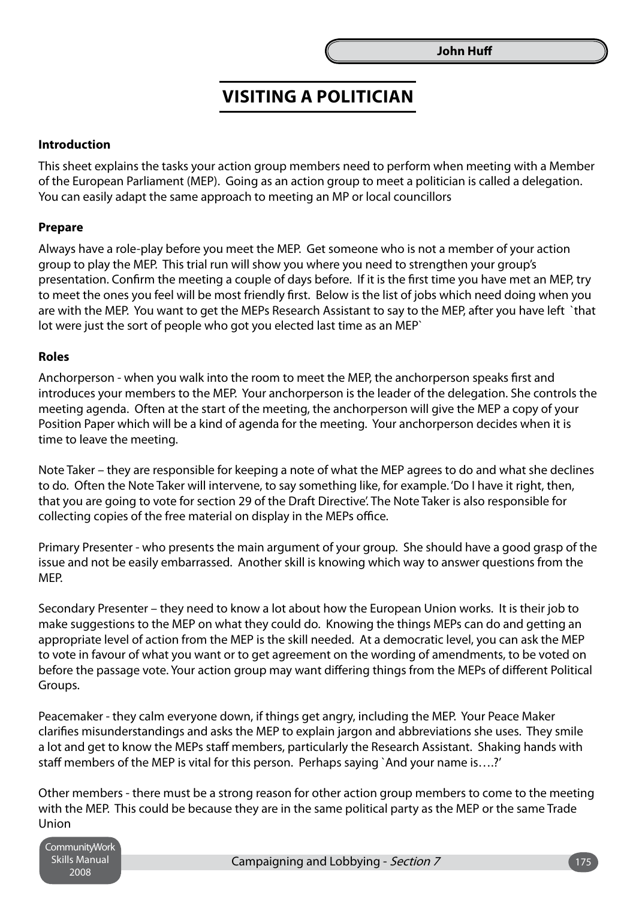John Huff

# VISITING A POLITICIAN

**Introduction**

This sheet explains the tasks your action group members need to perform when meeting with a Member of the European Parliament (MEP). Going as an action group to meet a politician is called a delegation. You can easily adapt the same approach to meeting an MP or local councillors

**Prepare**

Always have a role-play before you meet the MEP. Get someone who is not a member of your action group to play the MEP. This trial run will show you where you need to strengthen your group's presentation. Confirm the meeting a couple of days before. If it is the first time you have met an MEP, try to meet the ones you feel will be most friendly first. Below is the list of jobs which need doing when you are with the MEP. You want to get the MEPs Research Assistant to say to the MEP, after you have left `that lot were just the sort of people who got you elected last time as an MEP`

**Roles**

Anchorperson - when you walk into the room to meet the MEP, the anchorperson speaks first and introduces your members to the MEP. Your anchorperson is the leader of the delegation. She controls the meeting agenda. Often at the start of the meeting, the anchorperson will give the MEP a copy of your Position Paper which will be a kind of agenda for the meeting. Your anchorperson decides when it is time to leave the meeting.

Note Taker – they are responsible for keeping a note of what the MEP agrees to do and what she declines to do. Often the Note Taker will intervene, to say something like, for example. 'Do I have it right, then, that you are going to vote for section 29 of the Draft Directive'. The Note Taker is also responsible for collecting copies of the free material on display in the MEPs office.

Primary Presenter - who presents the main argument of your group. She should have a good grasp of the issue and not be easily embarrassed. Another skill is knowing which way to answer questions from the MEP.

Secondary Presenter – they need to know a lot about how the European Union works. It is their job to make suggestions to the MEP on what they could do. Knowing the things MEPs can do and getting an appropriate level of action from the MEP is the skill needed. At a democratic level, you can ask the MEP to vote in favour of what you want or to get agreement on the wording of amendments, to be voted on before the passage vote. Your action group may want differing things from the MEPs of different Political Groups.

Peacemaker - they calm everyone down, if things get angry, including the MEP. Your Peace Maker clarifies misunderstandings and asks the MEP to explain jargon and abbreviations she uses. They smile a lot and get to know the MEPs staff members, particularly the Research Assistant. Shaking hands with staff members of the MEP is vital for this person. Perhaps saying `And your name is….?'

Other members - there must be a strong reason for other action group members to come to the meeting with the MEP. This could be because they are in the same political party as the MEP or the same Trade Union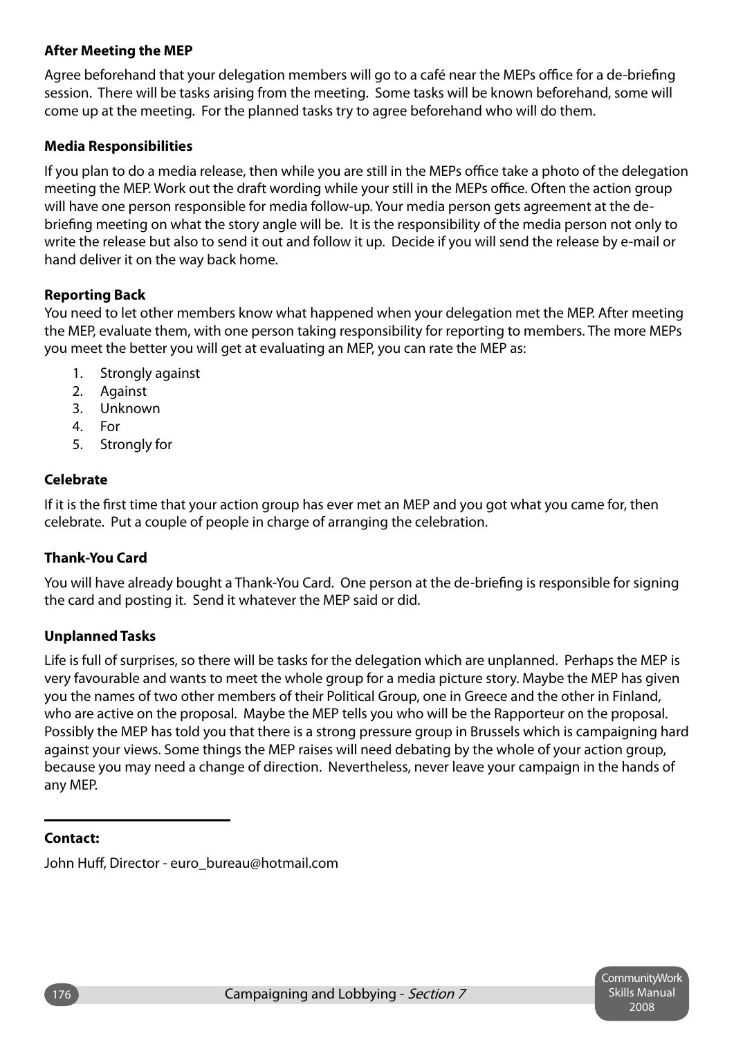**After Meeting the MEP**

Agree beforehand that your delegation members will go to a café near the MEPs office for a de-briefing session. There will be tasks arising from the meeting. Some tasks will be known beforehand, some will come up at the meeting. For the planned tasks try to agree beforehand who will do them.

**Media Responsibilities**

If you plan to do a media release, then while you are still in the MEPs office take a photo of the delegation meeting the MEP. Work out the draft wording while your still in the MEPs office. Often the action group will have one person responsible for media follow-up. Your media person gets agreement at the de-briefing meeting on what the story angle will be. It is the responsibility of the media person not only to write the release but also to send it out and follow it up. Decide if you will send the release by e-mail or hand deliver it on the way back home.

**Reporting Back**

You need to let other members know what happened when your delegation met the MEP. After meeting the MEP, evaluate them, with one person taking responsibility for reporting to members. The more MEPs you meet the better you will get at evaluating an MEP, you can rate the MEP as:

1. Strongly against
2. Against
3. Unknown
4. For
5. Strongly for

**Celebrate**

If it is the first time that your action group has ever met an MEP and you got what you came for, then celebrate. Put a couple of people in charge of arranging the celebration.

**Thank-You Card**

You will have already bought a Thank-You Card. One person at the de-briefing is responsible for signing the card and posting it. Send it whatever the MEP said or did.

**Unplanned Tasks**

Life is full of surprises, so there will be tasks for the delegation which are unplanned. Perhaps the MEP is very favourable and wants to meet the whole group for a media picture story. Maybe the MEP has given you the names of two other members of their Political Group, one in Greece and the other in Finland, who are active on the proposal. Maybe the MEP tells you who will be the Rapporteur on the proposal. Possibly the MEP has told you that there is a strong pressure group in Brussels which is campaigning hard against your views. Some things the MEP raises will need debating by the whole of your action group, because you may need a change of direction. Nevertheless, never leave your campaign in the hands of any MEP.

---

**Contact:**

John Huff, Director - euro_bureau@hotmail.com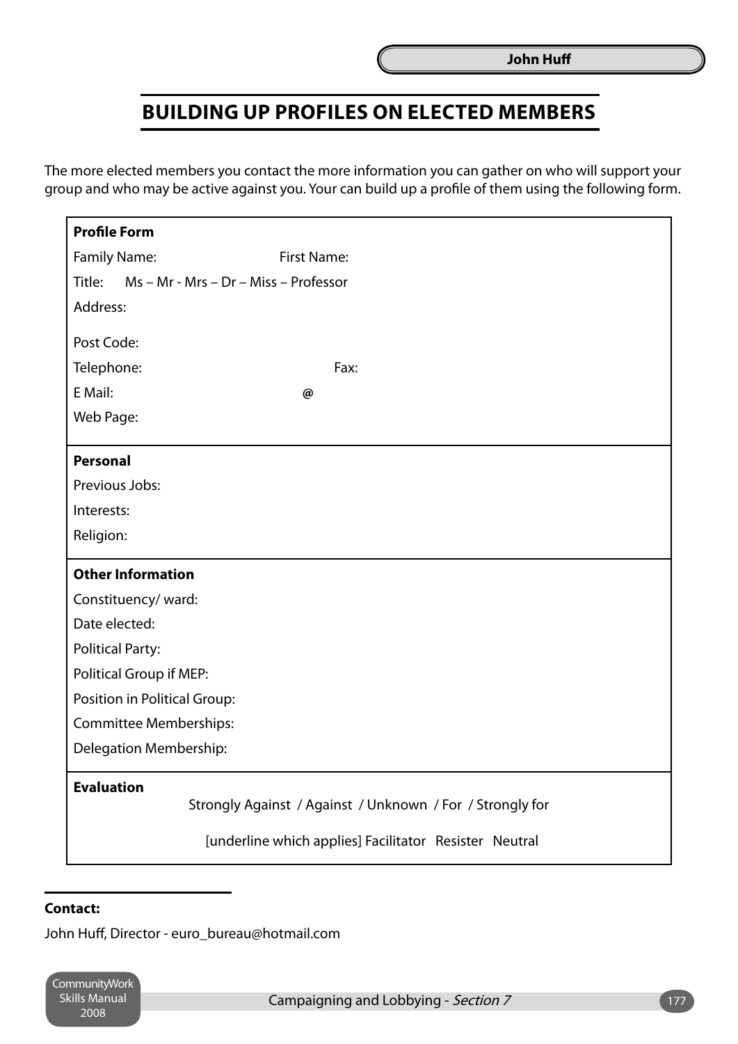# BUILDING UP PROFILES ON ELECTED MEMBERS

The more elected members you contact the more information you can gather on who will support your group and who may be active against you. Your can build up a profile of them using the following form.

**Profile Form**

Family Name: First Name:

Title: Ms – Mr - Mrs – Dr – Miss – Professor

Address:

Post Code:

Telephone: Fax:

E Mail: @

Web Page:

**Personal**

Previous Jobs:

Interests:

Religion:

**Other Information**

Constituency/ ward:

Date elected:

Political Party:

Political Group if MEP:

Position in Political Group:

Committee Memberships:

Delegation Membership:

**Evaluation**

Strongly Against / Against / Unknown / For / Strongly for

[underline which applies] Facilitator Resister Neutral

---

**Contact:**

John Huff, Director - euro_bureau@hotmail.com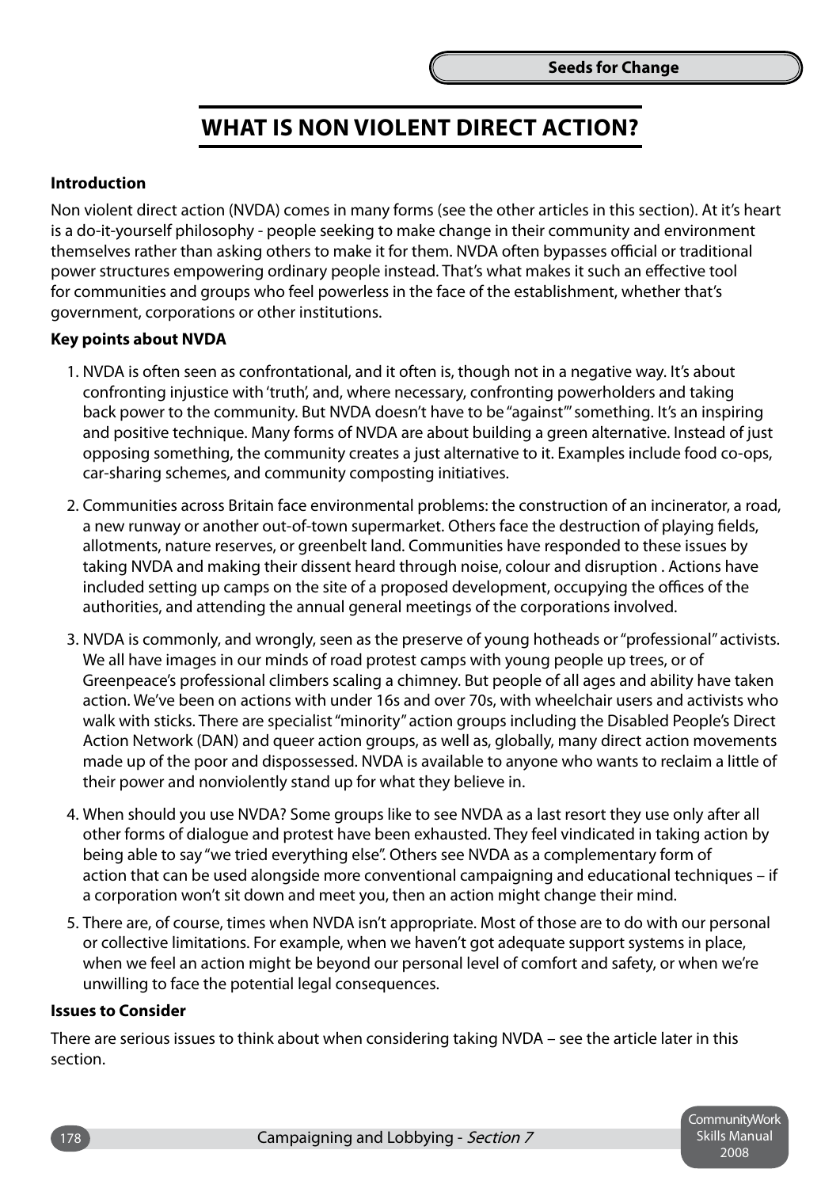# WHAT IS NON VIOLENT DIRECT ACTION?

**Introduction**

Non violent direct action (NVDA) comes in many forms (see the other articles in this section). At it's heart is a do-it-yourself philosophy - people seeking to make change in their community and environment themselves rather than asking others to make it for them. NVDA often bypasses official or traditional power structures empowering ordinary people instead. That's what makes it such an effective tool for communities and groups who feel powerless in the face of the establishment, whether that's government, corporations or other institutions.

**Key points about NVDA**

1. NVDA is often seen as confrontational, and it often is, though not in a negative way. It's about confronting injustice with 'truth', and, where necessary, confronting powerholders and taking back power to the community. But NVDA doesn't have to be "against"' something. It's an inspiring and positive technique. Many forms of NVDA are about building a green alternative. Instead of just opposing something, the community creates a just alternative to it. Examples include food co-ops, car-sharing schemes, and community composting initiatives.

2. Communities across Britain face environmental problems: the construction of an incinerator, a road, a new runway or another out-of-town supermarket. Others face the destruction of playing fields, allotments, nature reserves, or greenbelt land. Communities have responded to these issues by taking NVDA and making their dissent heard through noise, colour and disruption . Actions have included setting up camps on the site of a proposed development, occupying the offices of the authorities, and attending the annual general meetings of the corporations involved.

3. NVDA is commonly, and wrongly, seen as the preserve of young hotheads or "professional" activists. We all have images in our minds of road protest camps with young people up trees, or of Greenpeace's professional climbers scaling a chimney. But people of all ages and ability have taken action. We've been on actions with under 16s and over 70s, with wheelchair users and activists who walk with sticks. There are specialist "minority" action groups including the Disabled People's Direct Action Network (DAN) and queer action groups, as well as, globally, many direct action movements made up of the poor and dispossessed. NVDA is available to anyone who wants to reclaim a little of their power and nonviolently stand up for what they believe in.

4. When should you use NVDA? Some groups like to see NVDA as a last resort they use only after all other forms of dialogue and protest have been exhausted. They feel vindicated in taking action by being able to say "we tried everything else". Others see NVDA as a complementary form of action that can be used alongside more conventional campaigning and educational techniques – if a corporation won't sit down and meet you, then an action might change their mind.

5. There are, of course, times when NVDA isn't appropriate. Most of those are to do with our personal or collective limitations. For example, when we haven't got adequate support systems in place, when we feel an action might be beyond our personal level of comfort and safety, or when we're unwilling to face the potential legal consequences.

**Issues to Consider**

There are serious issues to think about when considering taking NVDA – see the article later in this section.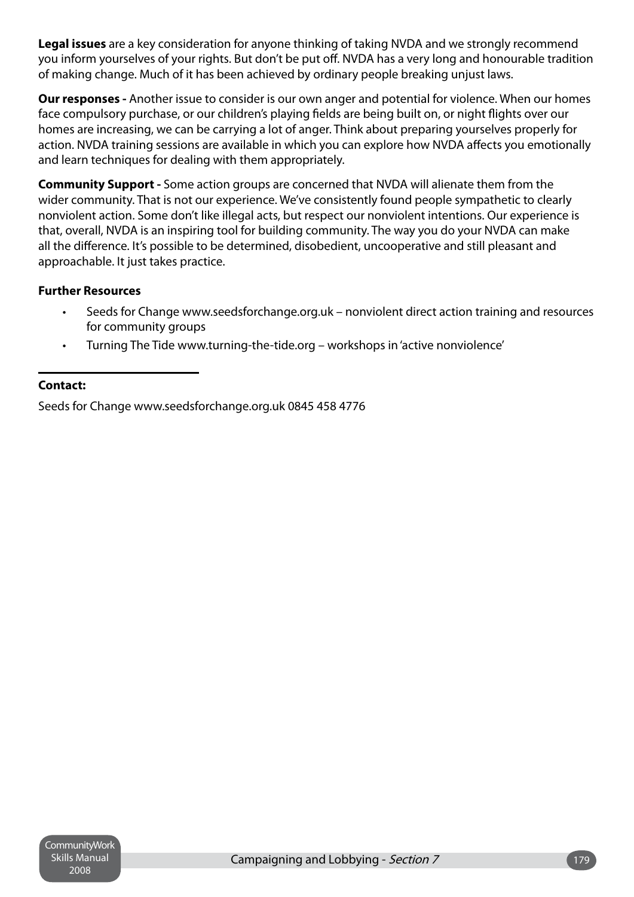**Legal issues** are a key consideration for anyone thinking of taking NVDA and we strongly recommend you inform yourselves of your rights. But don't be put off. NVDA has a very long and honourable tradition of making change. Much of it has been achieved by ordinary people breaking unjust laws.

**Our responses -** Another issue to consider is our own anger and potential for violence. When our homes face compulsory purchase, or our children's playing fields are being built on, or night flights over our homes are increasing, we can be carrying a lot of anger. Think about preparing yourselves properly for action. NVDA training sessions are available in which you can explore how NVDA affects you emotionally and learn techniques for dealing with them appropriately.

**Community Support -** Some action groups are concerned that NVDA will alienate them from the wider community. That is not our experience. We've consistently found people sympathetic to clearly nonviolent action. Some don't like illegal acts, but respect our nonviolent intentions. Our experience is that, overall, NVDA is an inspiring tool for building community. The way you do your NVDA can make all the difference. It's possible to be determined, disobedient, uncooperative and still pleasant and approachable. It just takes practice.

**Further Resources**

- Seeds for Change www.seedsforchange.org.uk – nonviolent direct action training and resources for community groups
- Turning The Tide www.turning-the-tide.org – workshops in 'active nonviolence'

---

**Contact:**

Seeds for Change www.seedsforchange.org.uk 0845 458 4776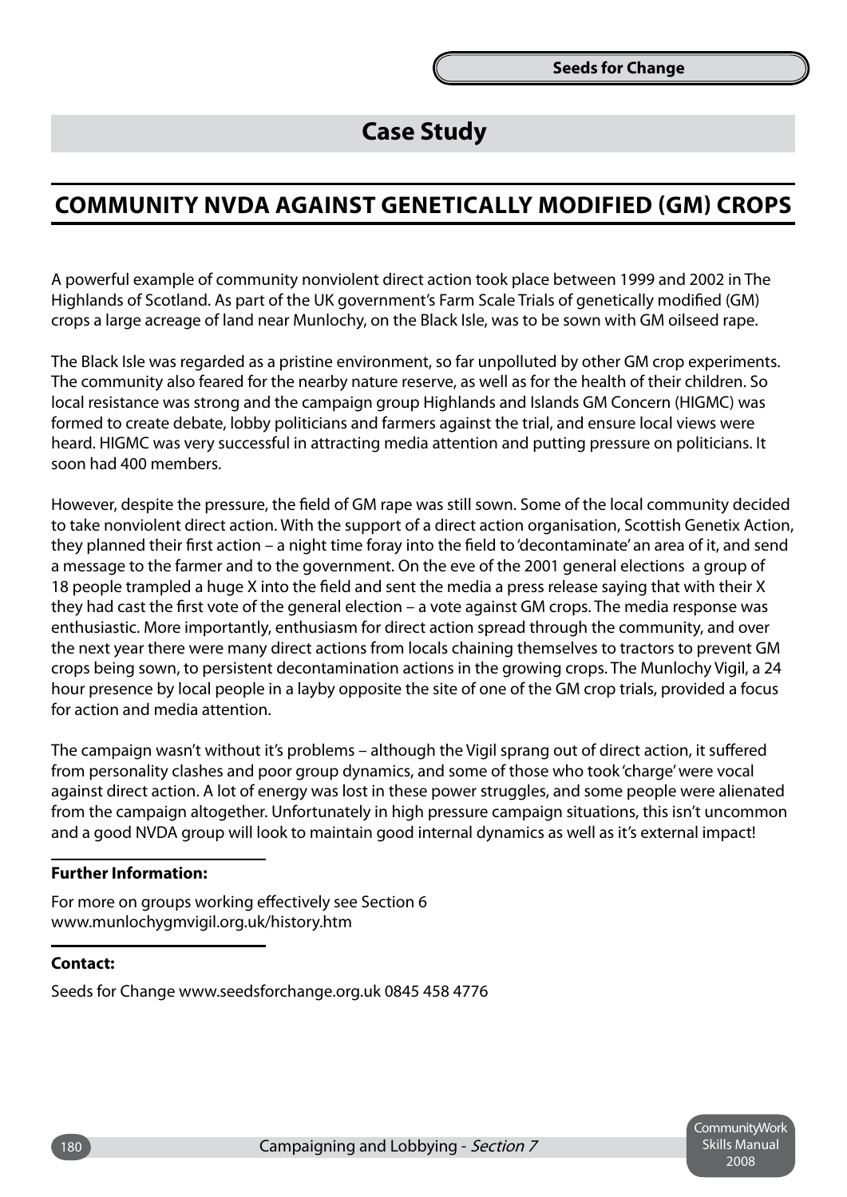# Case Study

## COMMUNITY NVDA AGAINST GENETICALLY MODIFIED (GM) CROPS

A powerful example of community nonviolent direct action took place between 1999 and 2002 in The Highlands of Scotland. As part of the UK government's Farm Scale Trials of genetically modified (GM) crops a large acreage of land near Munlochy, on the Black Isle, was to be sown with GM oilseed rape.

The Black Isle was regarded as a pristine environment, so far unpolluted by other GM crop experiments. The community also feared for the nearby nature reserve, as well as for the health of their children. So local resistance was strong and the campaign group Highlands and Islands GM Concern (HIGMC) was formed to create debate, lobby politicians and farmers against the trial, and ensure local views were heard. HIGMC was very successful in attracting media attention and putting pressure on politicians. It soon had 400 members.

However, despite the pressure, the field of GM rape was still sown. Some of the local community decided to take nonviolent direct action. With the support of a direct action organisation, Scottish Genetix Action, they planned their first action – a night time foray into the field to 'decontaminate' an area of it, and send a message to the farmer and to the government. On the eve of the 2001 general elections a group of 18 people trampled a huge X into the field and sent the media a press release saying that with their X they had cast the first vote of the general election – a vote against GM crops. The media response was enthusiastic. More importantly, enthusiasm for direct action spread through the community, and over the next year there were many direct actions from locals chaining themselves to tractors to prevent GM crops being sown, to persistent decontamination actions in the growing crops. The Munlochy Vigil, a 24 hour presence by local people in a layby opposite the site of one of the GM crop trials, provided a focus for action and media attention.

The campaign wasn't without it's problems – although the Vigil sprang out of direct action, it suffered from personality clashes and poor group dynamics, and some of those who took 'charge' were vocal against direct action. A lot of energy was lost in these power struggles, and some people were alienated from the campaign altogether. Unfortunately in high pressure campaign situations, this isn't uncommon and a good NVDA group will look to maintain good internal dynamics as well as it's external impact!

**Further Information:**

For more on groups working effectively see Section 6
www.munlochygmvigil.org.uk/history.htm

**Contact:**

Seeds for Change www.seedsforchange.org.uk 0845 458 4776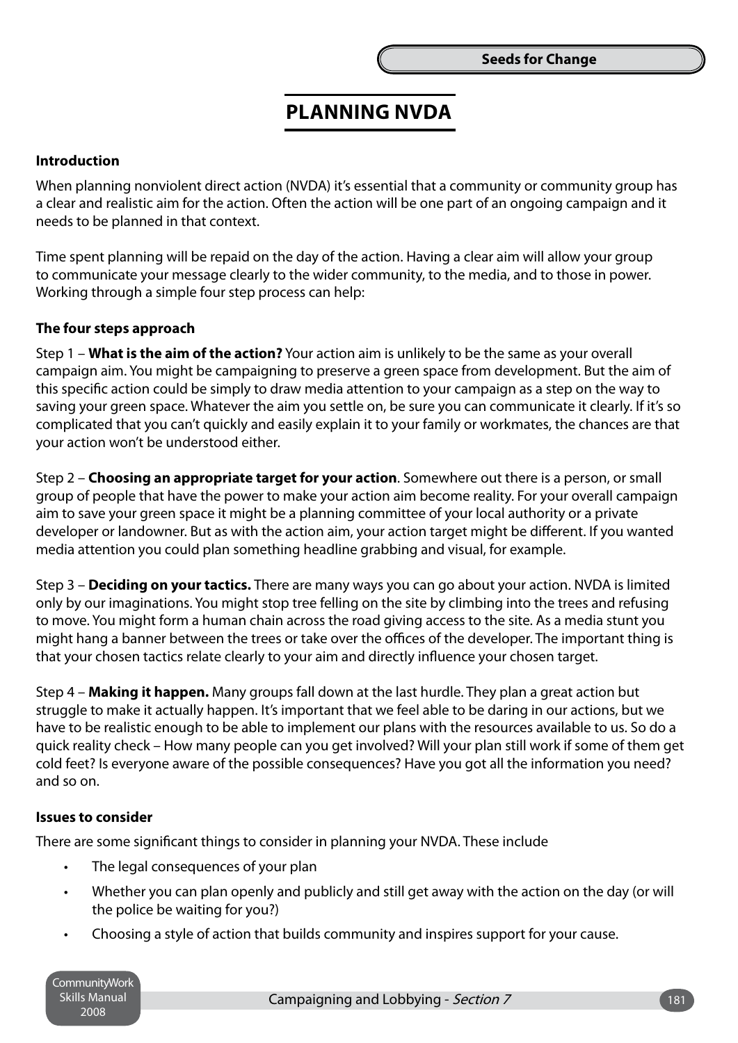# PLANNING NVDA

### Introduction

When planning nonviolent direct action (NVDA) it's essential that a community or community group has a clear and realistic aim for the action. Often the action will be one part of an ongoing campaign and it needs to be planned in that context.

Time spent planning will be repaid on the day of the action. Having a clear aim will allow your group to communicate your message clearly to the wider community, to the media, and to those in power. Working through a simple four step process can help:

### The four steps approach

Step 1 – **What is the aim of the action?** Your action aim is unlikely to be the same as your overall campaign aim. You might be campaigning to preserve a green space from development. But the aim of this specific action could be simply to draw media attention to your campaign as a step on the way to saving your green space. Whatever the aim you settle on, be sure you can communicate it clearly. If it's so complicated that you can't quickly and easily explain it to your family or workmates, the chances are that your action won't be understood either.

Step 2 – **Choosing an appropriate target for your action**. Somewhere out there is a person, or small group of people that have the power to make your action aim become reality. For your overall campaign aim to save your green space it might be a planning committee of your local authority or a private developer or landowner. But as with the action aim, your action target might be different. If you wanted media attention you could plan something headline grabbing and visual, for example.

Step 3 – **Deciding on your tactics.** There are many ways you can go about your action. NVDA is limited only by our imaginations. You might stop tree felling on the site by climbing into the trees and refusing to move. You might form a human chain across the road giving access to the site. As a media stunt you might hang a banner between the trees or take over the offices of the developer. The important thing is that your chosen tactics relate clearly to your aim and directly influence your chosen target.

Step 4 – **Making it happen.** Many groups fall down at the last hurdle. They plan a great action but struggle to make it actually happen. It's important that we feel able to be daring in our actions, but we have to be realistic enough to be able to implement our plans with the resources available to us. So do a quick reality check – How many people can you get involved? Will your plan still work if some of them get cold feet? Is everyone aware of the possible consequences? Have you got all the information you need? and so on.

### Issues to consider

There are some significant things to consider in planning your NVDA. These include

- The legal consequences of your plan
- Whether you can plan openly and publicly and still get away with the action on the day (or will the police be waiting for you?)
- Choosing a style of action that builds community and inspires support for your cause.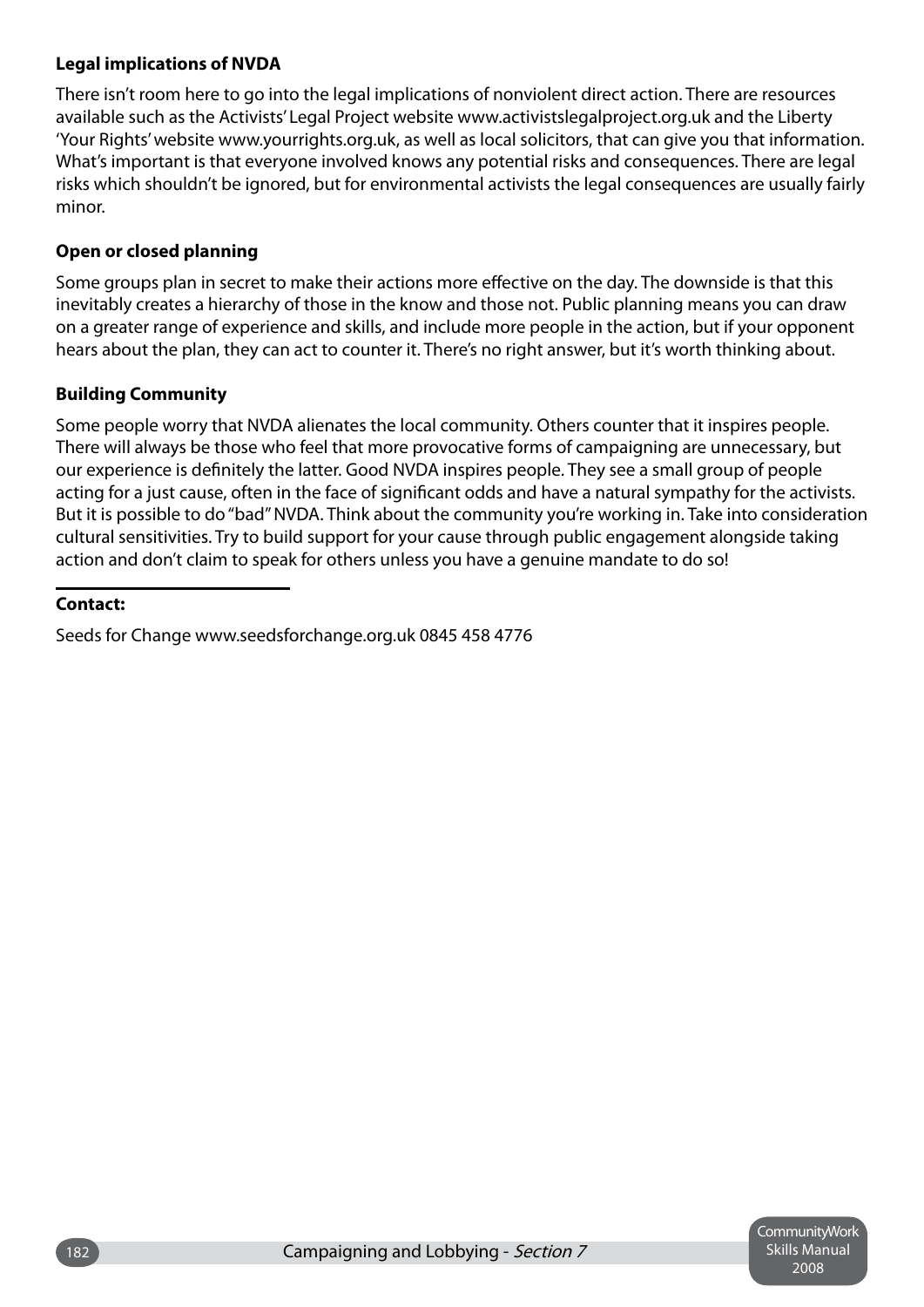### Legal implications of NVDA

There isn't room here to go into the legal implications of nonviolent direct action. There are resources available such as the Activists' Legal Project website www.activistslegalproject.org.uk and the Liberty 'Your Rights' website www.yourrights.org.uk, as well as local solicitors, that can give you that information. What's important is that everyone involved knows any potential risks and consequences. There are legal risks which shouldn't be ignored, but for environmental activists the legal consequences are usually fairly minor.

### Open or closed planning

Some groups plan in secret to make their actions more effective on the day. The downside is that this inevitably creates a hierarchy of those in the know and those not. Public planning means you can draw on a greater range of experience and skills, and include more people in the action, but if your opponent hears about the plan, they can act to counter it. There's no right answer, but it's worth thinking about.

### Building Community

Some people worry that NVDA alienates the local community. Others counter that it inspires people. There will always be those who feel that more provocative forms of campaigning are unnecessary, but our experience is definitely the latter. Good NVDA inspires people. They see a small group of people acting for a just cause, often in the face of significant odds and have a natural sympathy for the activists. But it is possible to do "bad" NVDA. Think about the community you're working in. Take into consideration cultural sensitivities. Try to build support for your cause through public engagement alongside taking action and don't claim to speak for others unless you have a genuine mandate to do so!

---

**Contact:**

Seeds for Change www.seedsforchange.org.uk 0845 458 4776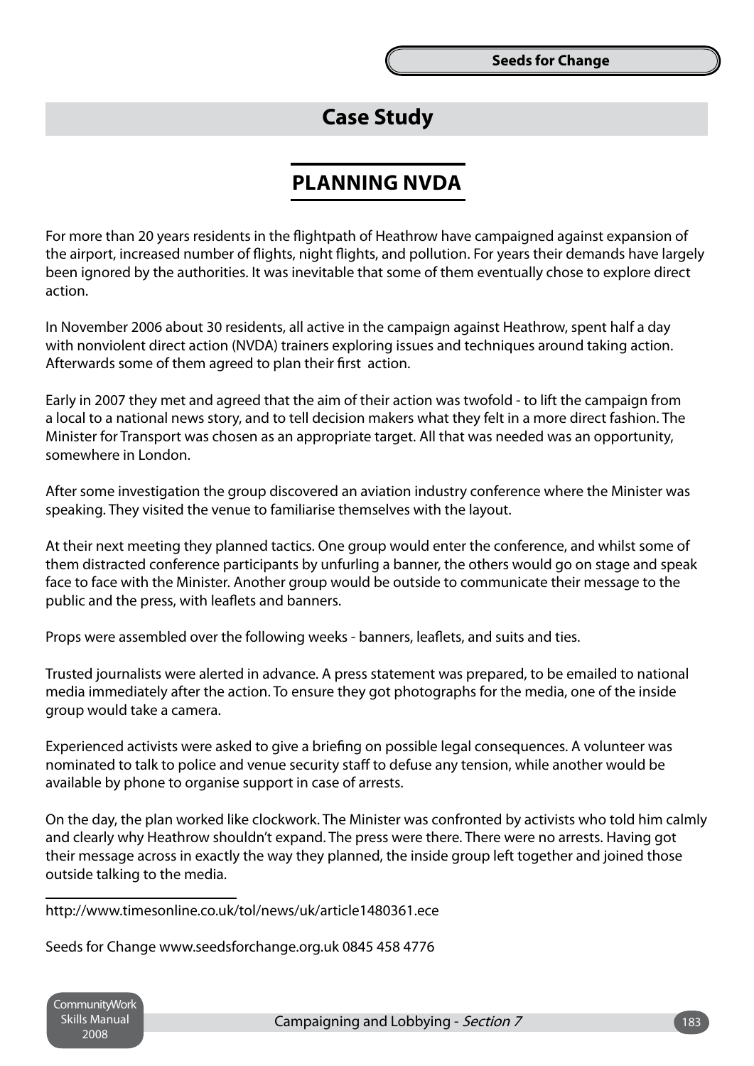# Case Study

## PLANNING NVDA

For more than 20 years residents in the flightpath of Heathrow have campaigned against expansion of the airport, increased number of flights, night flights, and pollution. For years their demands have largely been ignored by the authorities. It was inevitable that some of them eventually chose to explore direct action.

In November 2006 about 30 residents, all active in the campaign against Heathrow, spent half a day with nonviolent direct action (NVDA) trainers exploring issues and techniques around taking action. Afterwards some of them agreed to plan their first action.

Early in 2007 they met and agreed that the aim of their action was twofold - to lift the campaign from a local to a national news story, and to tell decision makers what they felt in a more direct fashion. The Minister for Transport was chosen as an appropriate target. All that was needed was an opportunity, somewhere in London.

After some investigation the group discovered an aviation industry conference where the Minister was speaking. They visited the venue to familiarise themselves with the layout.

At their next meeting they planned tactics. One group would enter the conference, and whilst some of them distracted conference participants by unfurling a banner, the others would go on stage and speak face to face with the Minister. Another group would be outside to communicate their message to the public and the press, with leaflets and banners.

Props were assembled over the following weeks - banners, leaflets, and suits and ties.

Trusted journalists were alerted in advance. A press statement was prepared, to be emailed to national media immediately after the action. To ensure they got photographs for the media, one of the inside group would take a camera.

Experienced activists were asked to give a briefing on possible legal consequences. A volunteer was nominated to talk to police and venue security staff to defuse any tension, while another would be available by phone to organise support in case of arrests.

On the day, the plan worked like clockwork. The Minister was confronted by activists who told him calmly and clearly why Heathrow shouldn't expand. The press were there. There were no arrests. Having got their message across in exactly the way they planned, the inside group left together and joined those outside talking to the media.

---

http://www.timesonline.co.uk/tol/news/uk/article1480361.ece

Seeds for Change www.seedsforchange.org.uk 0845 458 4776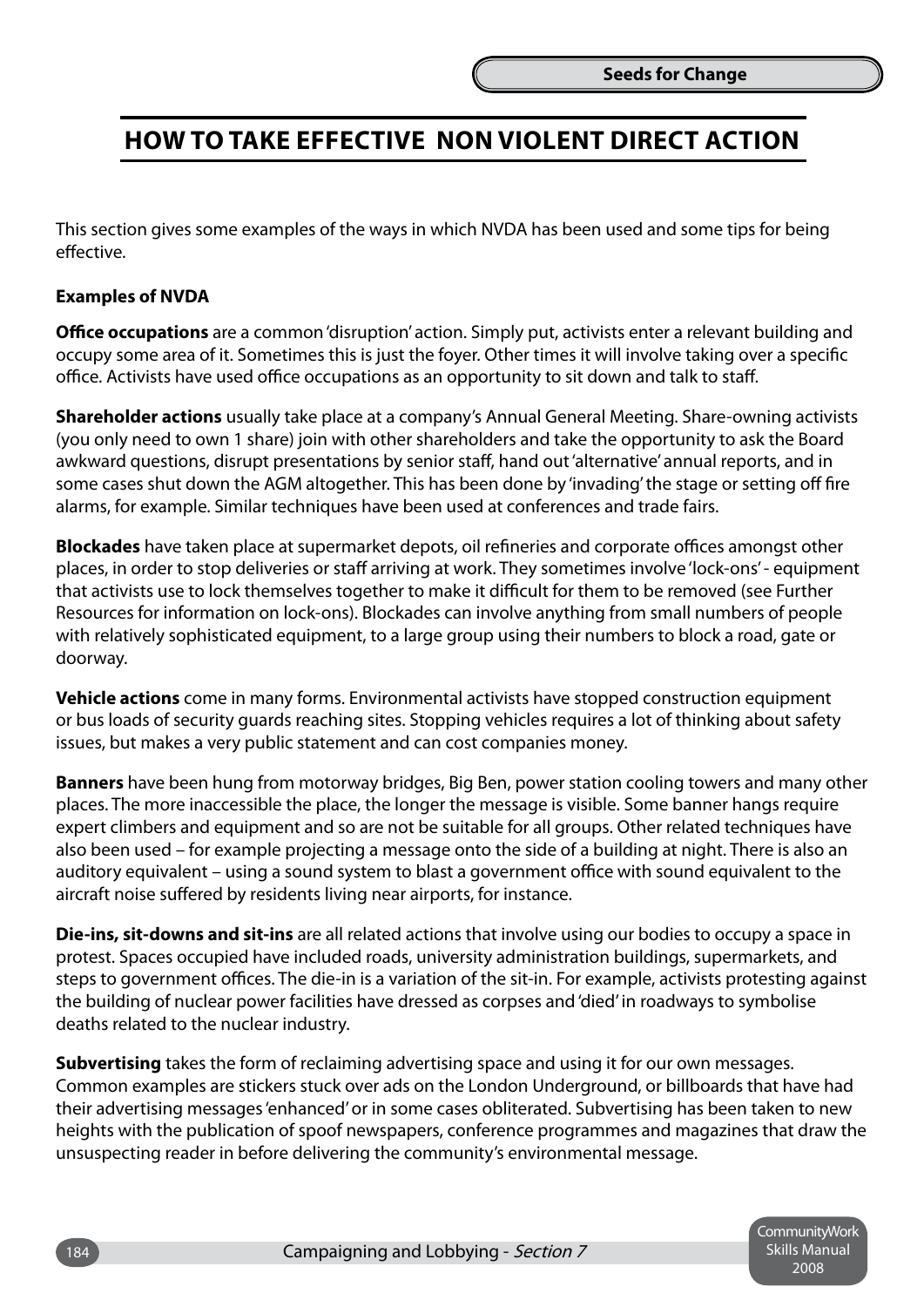# HOW TO TAKE EFFECTIVE NON VIOLENT DIRECT ACTION

This section gives some examples of the ways in which NVDA has been used and some tips for being effective.

**Examples of NVDA**

**Office occupations** are a common 'disruption' action. Simply put, activists enter a relevant building and occupy some area of it. Sometimes this is just the foyer. Other times it will involve taking over a specific office. Activists have used office occupations as an opportunity to sit down and talk to staff.

**Shareholder actions** usually take place at a company's Annual General Meeting. Share-owning activists (you only need to own 1 share) join with other shareholders and take the opportunity to ask the Board awkward questions, disrupt presentations by senior staff, hand out 'alternative' annual reports, and in some cases shut down the AGM altogether. This has been done by 'invading' the stage or setting off fire alarms, for example. Similar techniques have been used at conferences and trade fairs.

**Blockades** have taken place at supermarket depots, oil refineries and corporate offices amongst other places, in order to stop deliveries or staff arriving at work. They sometimes involve 'lock-ons' - equipment that activists use to lock themselves together to make it difficult for them to be removed (see Further Resources for information on lock-ons). Blockades can involve anything from small numbers of people with relatively sophisticated equipment, to a large group using their numbers to block a road, gate or doorway.

**Vehicle actions** come in many forms. Environmental activists have stopped construction equipment or bus loads of security guards reaching sites. Stopping vehicles requires a lot of thinking about safety issues, but makes a very public statement and can cost companies money.

**Banners** have been hung from motorway bridges, Big Ben, power station cooling towers and many other places. The more inaccessible the place, the longer the message is visible. Some banner hangs require expert climbers and equipment and so are not be suitable for all groups. Other related techniques have also been used – for example projecting a message onto the side of a building at night. There is also an auditory equivalent – using a sound system to blast a government office with sound equivalent to the aircraft noise suffered by residents living near airports, for instance.

**Die-ins, sit-downs and sit-ins** are all related actions that involve using our bodies to occupy a space in protest. Spaces occupied have included roads, university administration buildings, supermarkets, and steps to government offices. The die-in is a variation of the sit-in. For example, activists protesting against the building of nuclear power facilities have dressed as corpses and 'died' in roadways to symbolise deaths related to the nuclear industry.

**Subvertising** takes the form of reclaiming advertising space and using it for our own messages. Common examples are stickers stuck over ads on the London Underground, or billboards that have had their advertising messages 'enhanced' or in some cases obliterated. Subvertising has been taken to new heights with the publication of spoof newspapers, conference programmes and magazines that draw the unsuspecting reader in before delivering the community's environmental message.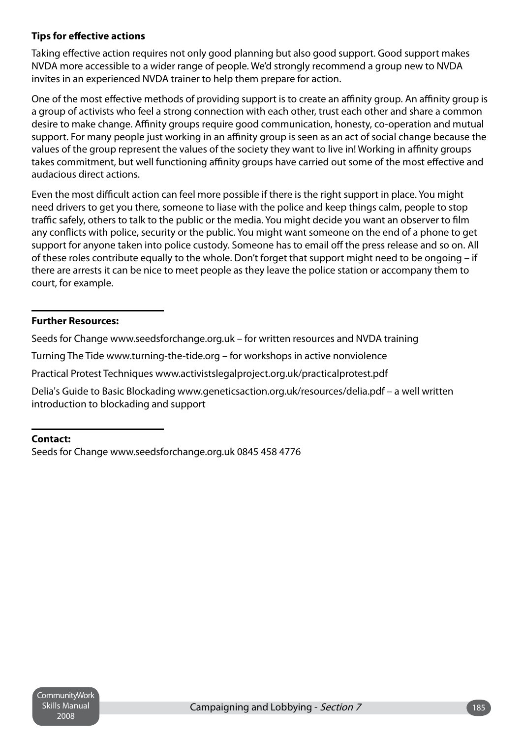**Tips for effective actions**

Taking effective action requires not only good planning but also good support. Good support makes NVDA more accessible to a wider range of people. We'd strongly recommend a group new to NVDA invites in an experienced NVDA trainer to help them prepare for action.

One of the most effective methods of providing support is to create an affinity group. An affinity group is a group of activists who feel a strong connection with each other, trust each other and share a common desire to make change. Affinity groups require good communication, honesty, co-operation and mutual support. For many people just working in an affinity group is seen as an act of social change because the values of the group represent the values of the society they want to live in! Working in affinity groups takes commitment, but well functioning affinity groups have carried out some of the most effective and audacious direct actions.

Even the most difficult action can feel more possible if there is the right support in place. You might need drivers to get you there, someone to liase with the police and keep things calm, people to stop traffic safely, others to talk to the public or the media. You might decide you want an observer to film any conflicts with police, security or the public. You might want someone on the end of a phone to get support for anyone taken into police custody. Someone has to email off the press release and so on. All of these roles contribute equally to the whole. Don't forget that support might need to be ongoing – if there are arrests it can be nice to meet people as they leave the police station or accompany them to court, for example.

---

**Further Resources:**

Seeds for Change www.seedsforchange.org.uk – for written resources and NVDA training

Turning The Tide www.turning-the-tide.org – for workshops in active nonviolence

Practical Protest Techniques www.activistslegalproject.org.uk/practicalprotest.pdf

Delia's Guide to Basic Blockading www.geneticsaction.org.uk/resources/delia.pdf – a well written introduction to blockading and support

---

**Contact:**
Seeds for Change www.seedsforchange.org.uk 0845 458 4776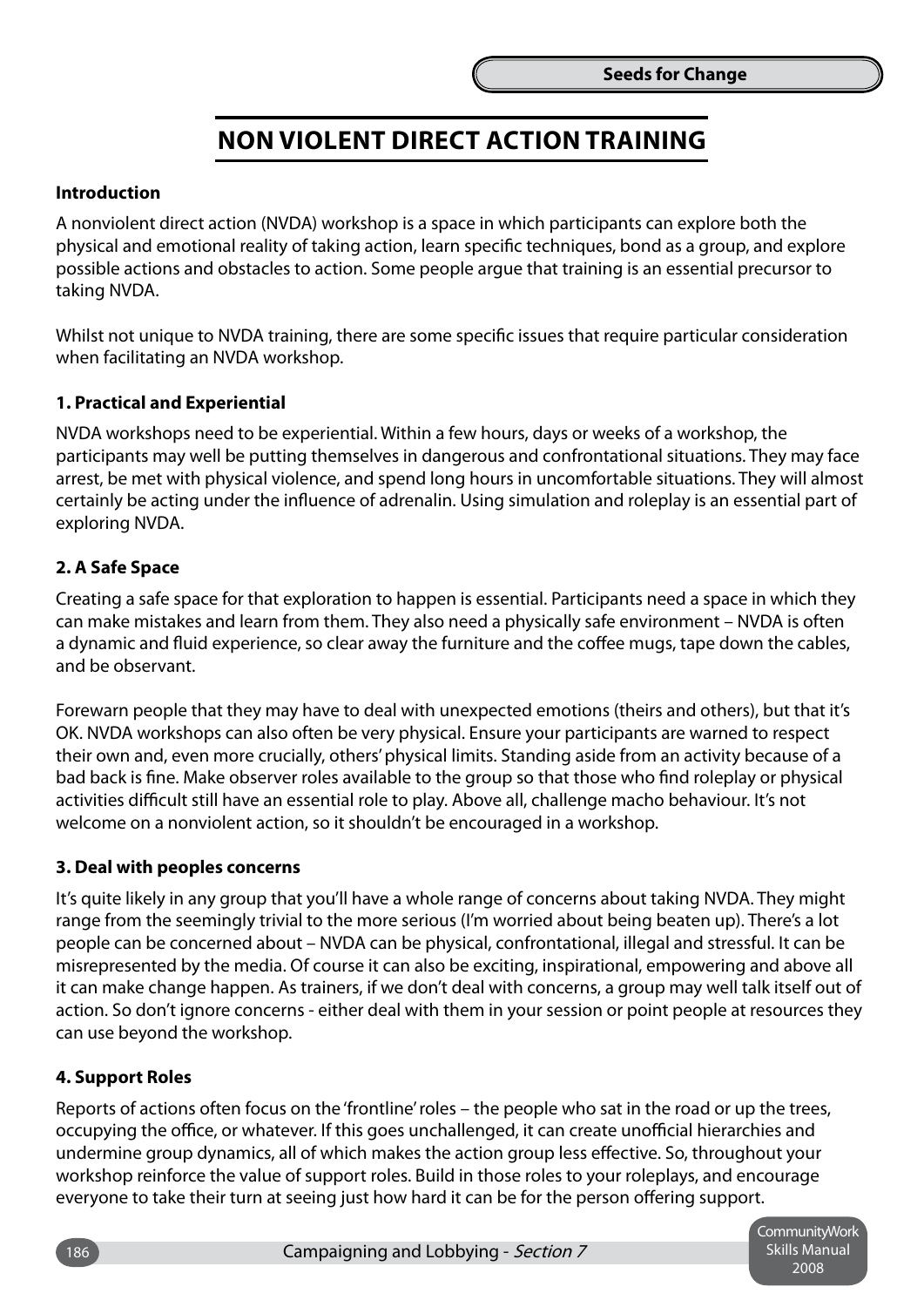# NON VIOLENT DIRECT ACTION TRAINING

**Introduction**

A nonviolent direct action (NVDA) workshop is a space in which participants can explore both the physical and emotional reality of taking action, learn specific techniques, bond as a group, and explore possible actions and obstacles to action. Some people argue that training is an essential precursor to taking NVDA.

Whilst not unique to NVDA training, there are some specific issues that require particular consideration when facilitating an NVDA workshop.

**1. Practical and Experiential**

NVDA workshops need to be experiential. Within a few hours, days or weeks of a workshop, the participants may well be putting themselves in dangerous and confrontational situations. They may face arrest, be met with physical violence, and spend long hours in uncomfortable situations. They will almost certainly be acting under the influence of adrenalin. Using simulation and roleplay is an essential part of exploring NVDA.

**2. A Safe Space**

Creating a safe space for that exploration to happen is essential. Participants need a space in which they can make mistakes and learn from them. They also need a physically safe environment – NVDA is often a dynamic and fluid experience, so clear away the furniture and the coffee mugs, tape down the cables, and be observant.

Forewarn people that they may have to deal with unexpected emotions (theirs and others), but that it's OK. NVDA workshops can also often be very physical. Ensure your participants are warned to respect their own and, even more crucially, others' physical limits. Standing aside from an activity because of a bad back is fine. Make observer roles available to the group so that those who find roleplay or physical activities difficult still have an essential role to play. Above all, challenge macho behaviour. It's not welcome on a nonviolent action, so it shouldn't be encouraged in a workshop.

**3. Deal with peoples concerns**

It's quite likely in any group that you'll have a whole range of concerns about taking NVDA. They might range from the seemingly trivial to the more serious (I'm worried about being beaten up). There's a lot people can be concerned about – NVDA can be physical, confrontational, illegal and stressful. It can be misrepresented by the media. Of course it can also be exciting, inspirational, empowering and above all it can make change happen. As trainers, if we don't deal with concerns, a group may well talk itself out of action. So don't ignore concerns - either deal with them in your session or point people at resources they can use beyond the workshop.

**4. Support Roles**

Reports of actions often focus on the 'frontline' roles – the people who sat in the road or up the trees, occupying the office, or whatever. If this goes unchallenged, it can create unofficial hierarchies and undermine group dynamics, all of which makes the action group less effective. So, throughout your workshop reinforce the value of support roles. Build in those roles to your roleplays, and encourage everyone to take their turn at seeing just how hard it can be for the person offering support.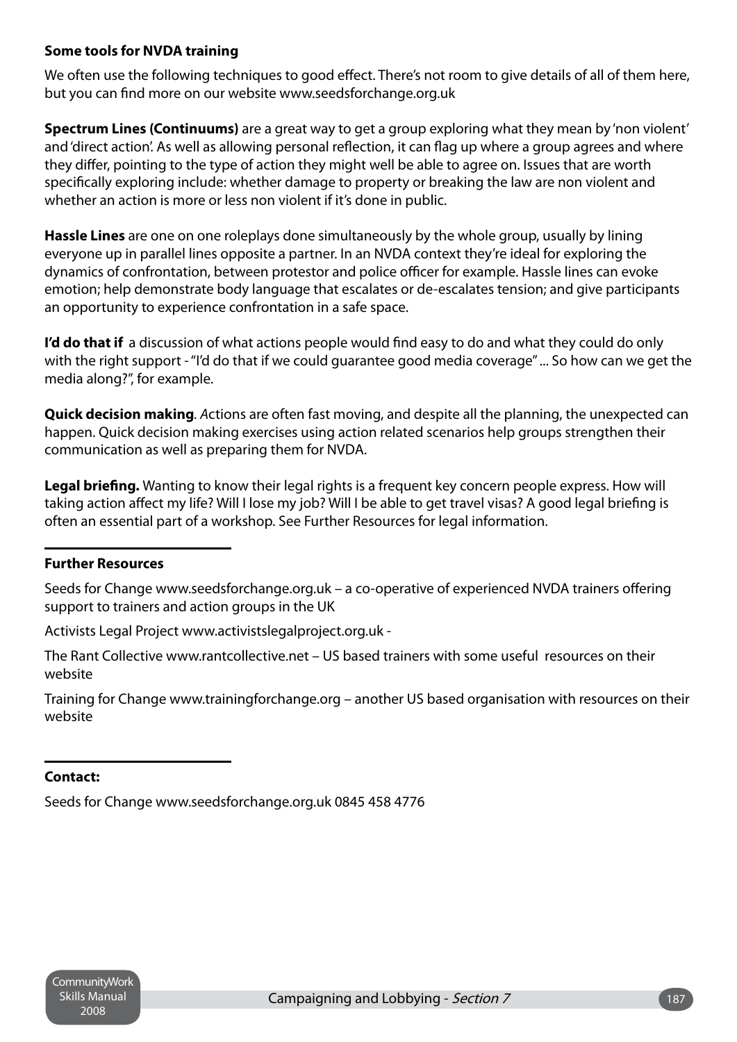### Some tools for NVDA training

We often use the following techniques to good effect. There's not room to give details of all of them here, but you can find more on our website www.seedsforchange.org.uk

**Spectrum Lines (Continuums)** are a great way to get a group exploring what they mean by 'non violent' and 'direct action'. As well as allowing personal reflection, it can flag up where a group agrees and where they differ, pointing to the type of action they might well be able to agree on. Issues that are worth specifically exploring include: whether damage to property or breaking the law are non violent and whether an action is more or less non violent if it's done in public.

**Hassle Lines** are one on one roleplays done simultaneously by the whole group, usually by lining everyone up in parallel lines opposite a partner. In an NVDA context they're ideal for exploring the dynamics of confrontation, between protestor and police officer for example. Hassle lines can evoke emotion; help demonstrate body language that escalates or de-escalates tension; and give participants an opportunity to experience confrontation in a safe space.

**I'd do that if** a discussion of what actions people would find easy to do and what they could do only with the right support - "I'd do that if we could guarantee good media coverage" ... So how can we get the media along?", for example.

**Quick decision making**. *A*ctions are often fast moving, and despite all the planning, the unexpected can happen. Quick decision making exercises using action related scenarios help groups strengthen their communication as well as preparing them for NVDA.

**Legal briefing.** Wanting to know their legal rights is a frequent key concern people express. How will taking action affect my life? Will I lose my job? Will I be able to get travel visas? A good legal briefing is often an essential part of a workshop. See Further Resources for legal information.

---

### Further Resources

Seeds for Change www.seedsforchange.org.uk – a co-operative of experienced NVDA trainers offering support to trainers and action groups in the UK

Activists Legal Project www.activistslegalproject.org.uk -

The Rant Collective www.rantcollective.net – US based trainers with some useful resources on their website

Training for Change www.trainingforchange.org – another US based organisation with resources on their website

---

### Contact:

Seeds for Change www.seedsforchange.org.uk 0845 458 4776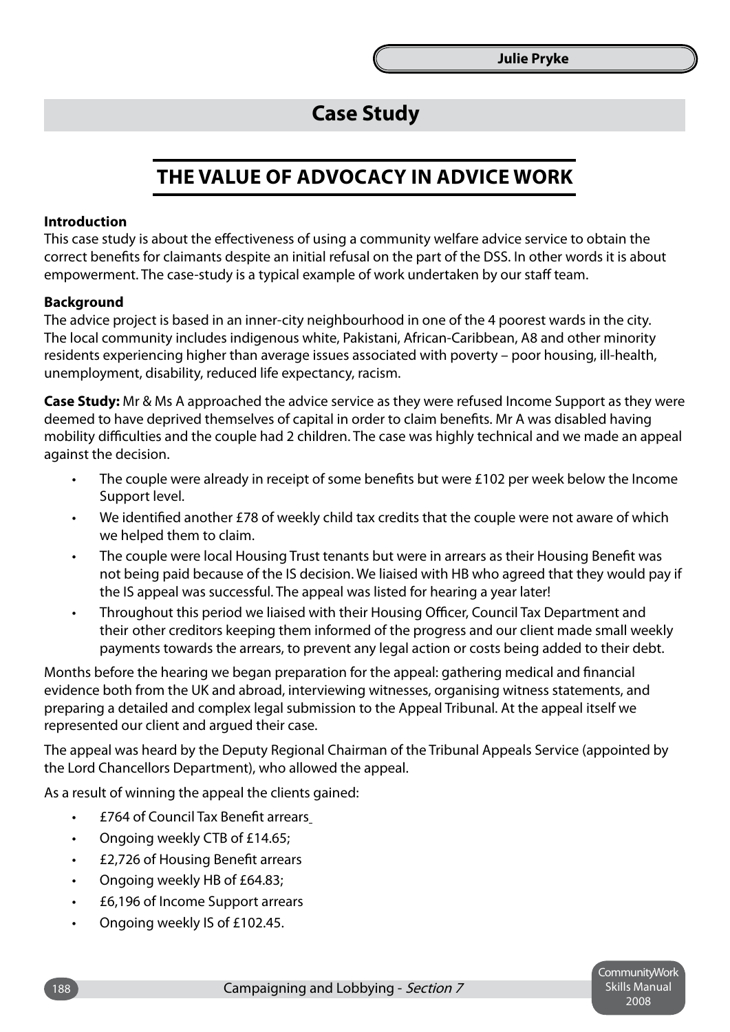## Case Study

# THE VALUE OF ADVOCACY IN ADVICE WORK

**Introduction**
This case study is about the effectiveness of using a community welfare advice service to obtain the correct benefits for claimants despite an initial refusal on the part of the DSS. In other words it is about empowerment. The case-study is a typical example of work undertaken by our staff team.

**Background**
The advice project is based in an inner-city neighbourhood in one of the 4 poorest wards in the city. The local community includes indigenous white, Pakistani, African-Caribbean, A8 and other minority residents experiencing higher than average issues associated with poverty – poor housing, ill-health, unemployment, disability, reduced life expectancy, racism.

**Case Study:** Mr & Ms A approached the advice service as they were refused Income Support as they were deemed to have deprived themselves of capital in order to claim benefits. Mr A was disabled having mobility difficulties and the couple had 2 children. The case was highly technical and we made an appeal against the decision.

- The couple were already in receipt of some benefits but were £102 per week below the Income Support level.
- We identified another £78 of weekly child tax credits that the couple were not aware of which we helped them to claim.
- The couple were local Housing Trust tenants but were in arrears as their Housing Benefit was not being paid because of the IS decision. We liaised with HB who agreed that they would pay if the IS appeal was successful. The appeal was listed for hearing a year later!
- Throughout this period we liaised with their Housing Officer, Council Tax Department and their other creditors keeping them informed of the progress and our client made small weekly payments towards the arrears, to prevent any legal action or costs being added to their debt.

Months before the hearing we began preparation for the appeal: gathering medical and financial evidence both from the UK and abroad, interviewing witnesses, organising witness statements, and preparing a detailed and complex legal submission to the Appeal Tribunal. At the appeal itself we represented our client and argued their case.

The appeal was heard by the Deputy Regional Chairman of the Tribunal Appeals Service (appointed by the Lord Chancellors Department), who allowed the appeal.

As a result of winning the appeal the clients gained:

- £764 of Council Tax Benefit arrears
- Ongoing weekly CTB of £14.65;
- £2,726 of Housing Benefit arrears
- Ongoing weekly HB of £64.83;
- £6,196 of Income Support arrears
- Ongoing weekly IS of £102.45.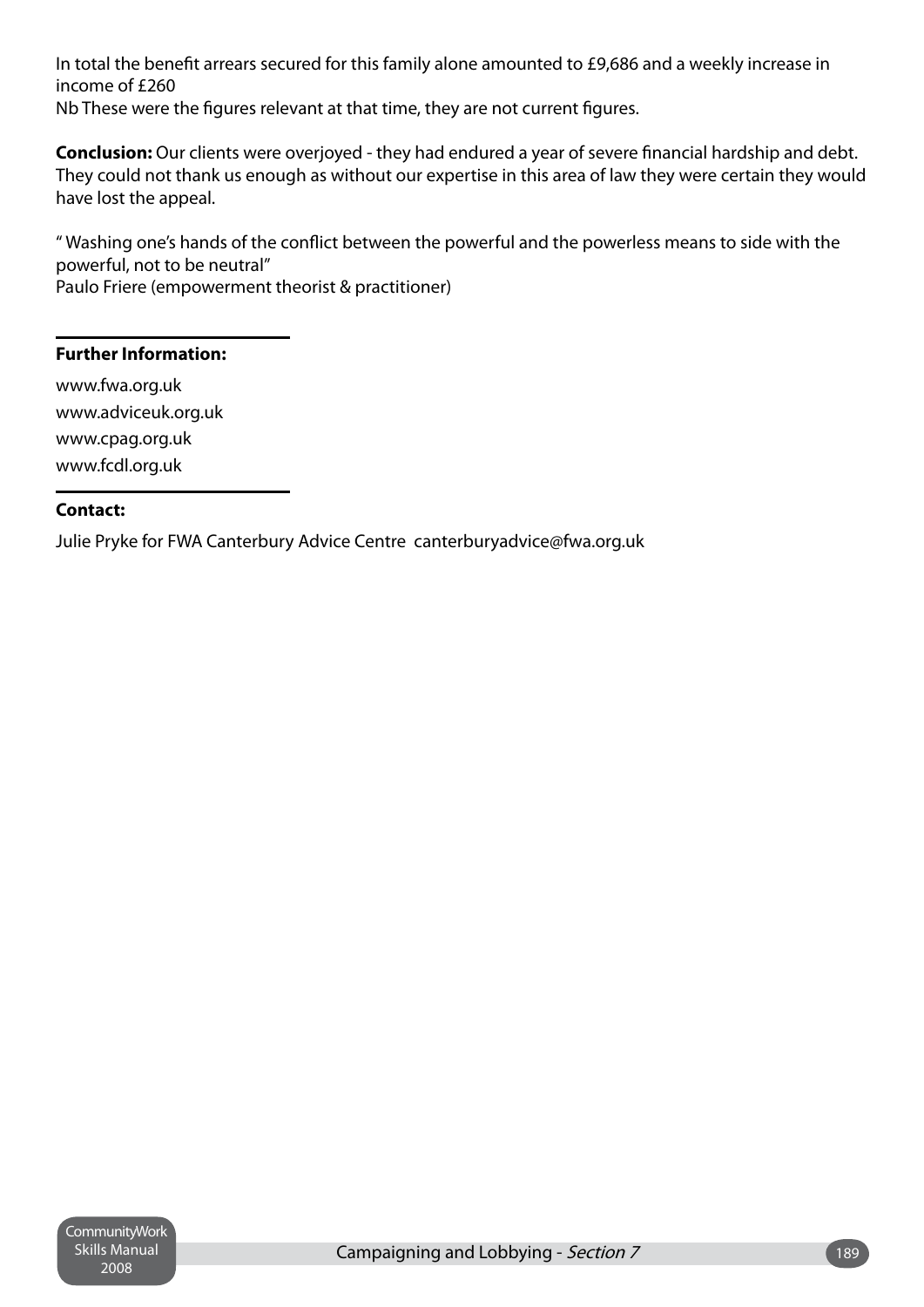In total the benefit arrears secured for this family alone amounted to £9,686 and a weekly increase in income of £260
Nb These were the figures relevant at that time, they are not current figures.

**Conclusion:** Our clients were overjoyed - they had endured a year of severe financial hardship and debt. They could not thank us enough as without our expertise in this area of law they were certain they would have lost the appeal.

" Washing one's hands of the conflict between the powerful and the powerless means to side with the powerful, not to be neutral"
Paulo Friere (empowerment theorist & practitioner)

---

**Further Information:**

www.fwa.org.uk
www.adviceuk.org.uk
www.cpag.org.uk
www.fcdl.org.uk

---

**Contact:**

Julie Pryke for FWA Canterbury Advice Centre canterburyadvice@fwa.org.uk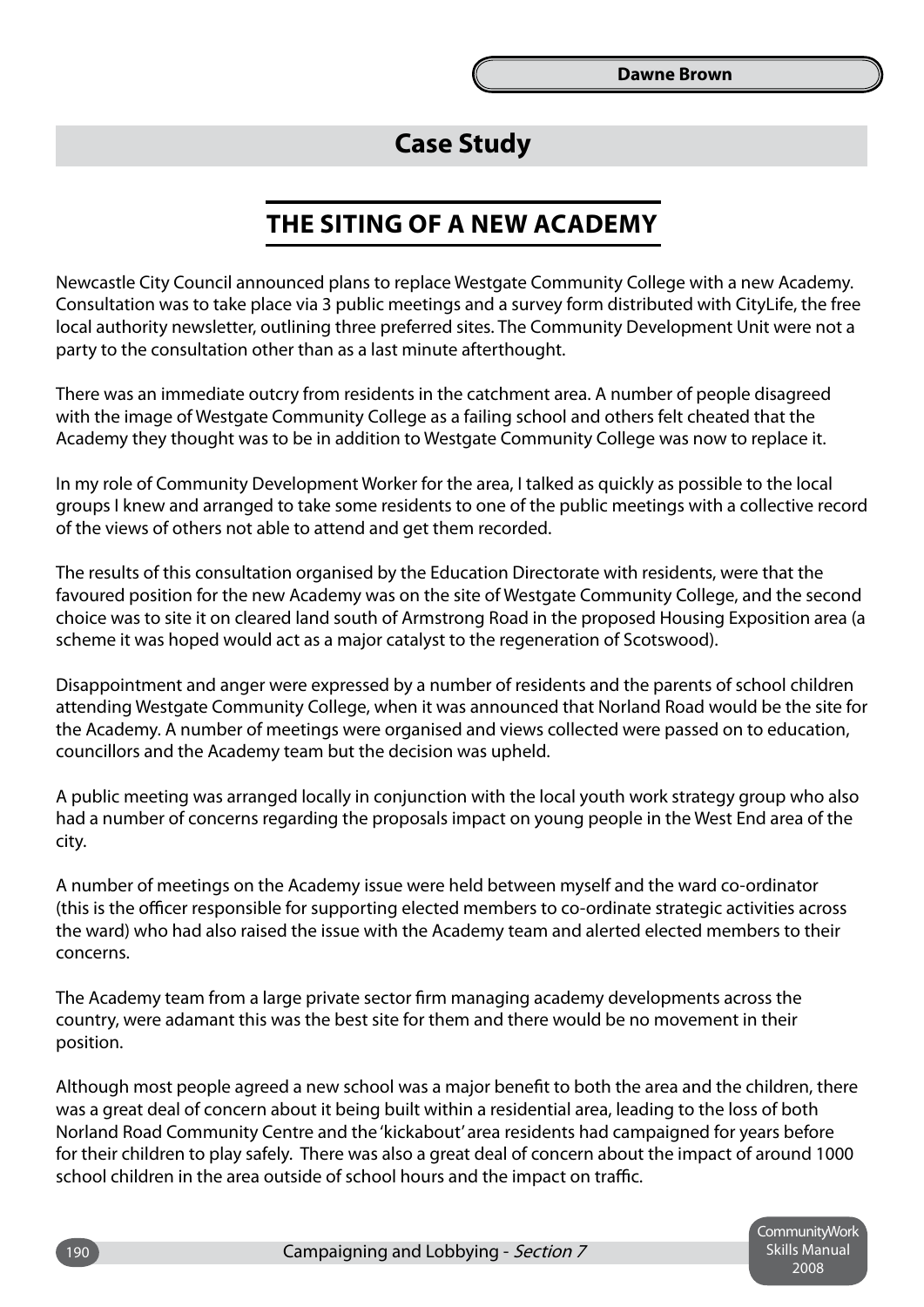**Dawne Brown**

## Case Study

# THE SITING OF A NEW ACADEMY

Newcastle City Council announced plans to replace Westgate Community College with a new Academy. Consultation was to take place via 3 public meetings and a survey form distributed with CityLife, the free local authority newsletter, outlining three preferred sites. The Community Development Unit were not a party to the consultation other than as a last minute afterthought.

There was an immediate outcry from residents in the catchment area. A number of people disagreed with the image of Westgate Community College as a failing school and others felt cheated that the Academy they thought was to be in addition to Westgate Community College was now to replace it.

In my role of Community Development Worker for the area, I talked as quickly as possible to the local groups I knew and arranged to take some residents to one of the public meetings with a collective record of the views of others not able to attend and get them recorded.

The results of this consultation organised by the Education Directorate with residents, were that the favoured position for the new Academy was on the site of Westgate Community College, and the second choice was to site it on cleared land south of Armstrong Road in the proposed Housing Exposition area (a scheme it was hoped would act as a major catalyst to the regeneration of Scotswood).

Disappointment and anger were expressed by a number of residents and the parents of school children attending Westgate Community College, when it was announced that Norland Road would be the site for the Academy. A number of meetings were organised and views collected were passed on to education, councillors and the Academy team but the decision was upheld.

A public meeting was arranged locally in conjunction with the local youth work strategy group who also had a number of concerns regarding the proposals impact on young people in the West End area of the city.

A number of meetings on the Academy issue were held between myself and the ward co-ordinator (this is the officer responsible for supporting elected members to co-ordinate strategic activities across the ward) who had also raised the issue with the Academy team and alerted elected members to their concerns.

The Academy team from a large private sector firm managing academy developments across the country, were adamant this was the best site for them and there would be no movement in their position.

Although most people agreed a new school was a major benefit to both the area and the children, there was a great deal of concern about it being built within a residential area, leading to the loss of both Norland Road Community Centre and the 'kickabout' area residents had campaigned for years before for their children to play safely. There was also a great deal of concern about the impact of around 1000 school children in the area outside of school hours and the impact on traffic.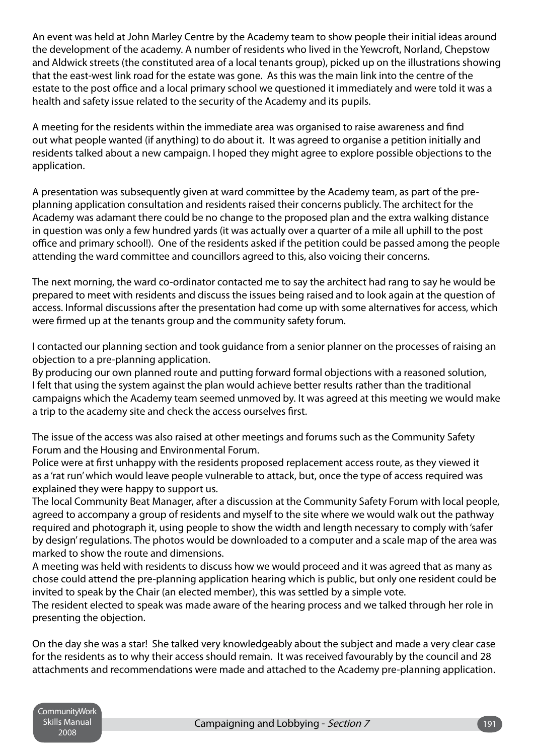An event was held at John Marley Centre by the Academy team to show people their initial ideas around the development of the academy. A number of residents who lived in the Yewcroft, Norland, Chepstow and Aldwick streets (the constituted area of a local tenants group), picked up on the illustrations showing that the east-west link road for the estate was gone. As this was the main link into the centre of the estate to the post office and a local primary school we questioned it immediately and were told it was a health and safety issue related to the security of the Academy and its pupils.

A meeting for the residents within the immediate area was organised to raise awareness and find out what people wanted (if anything) to do about it. It was agreed to organise a petition initially and residents talked about a new campaign. I hoped they might agree to explore possible objections to the application.

A presentation was subsequently given at ward committee by the Academy team, as part of the pre-planning application consultation and residents raised their concerns publicly. The architect for the Academy was adamant there could be no change to the proposed plan and the extra walking distance in question was only a few hundred yards (it was actually over a quarter of a mile all uphill to the post office and primary school!). One of the residents asked if the petition could be passed among the people attending the ward committee and councillors agreed to this, also voicing their concerns.

The next morning, the ward co-ordinator contacted me to say the architect had rang to say he would be prepared to meet with residents and discuss the issues being raised and to look again at the question of access. Informal discussions after the presentation had come up with some alternatives for access, which were firmed up at the tenants group and the community safety forum.

I contacted our planning section and took guidance from a senior planner on the processes of raising an objection to a pre-planning application.

By producing our own planned route and putting forward formal objections with a reasoned solution, I felt that using the system against the plan would achieve better results rather than the traditional campaigns which the Academy team seemed unmoved by. It was agreed at this meeting we would make a trip to the academy site and check the access ourselves first.

The issue of the access was also raised at other meetings and forums such as the Community Safety Forum and the Housing and Environmental Forum.

Police were at first unhappy with the residents proposed replacement access route, as they viewed it as a 'rat run' which would leave people vulnerable to attack, but, once the type of access required was explained they were happy to support us.

The local Community Beat Manager, after a discussion at the Community Safety Forum with local people, agreed to accompany a group of residents and myself to the site where we would walk out the pathway required and photograph it, using people to show the width and length necessary to comply with 'safer by design' regulations. The photos would be downloaded to a computer and a scale map of the area was marked to show the route and dimensions.

A meeting was held with residents to discuss how we would proceed and it was agreed that as many as chose could attend the pre-planning application hearing which is public, but only one resident could be invited to speak by the Chair (an elected member), this was settled by a simple vote.

The resident elected to speak was made aware of the hearing process and we talked through her role in presenting the objection.

On the day she was a star! She talked very knowledgeably about the subject and made a very clear case for the residents as to why their access should remain. It was received favourably by the council and 28 attachments and recommendations were made and attached to the Academy pre-planning application.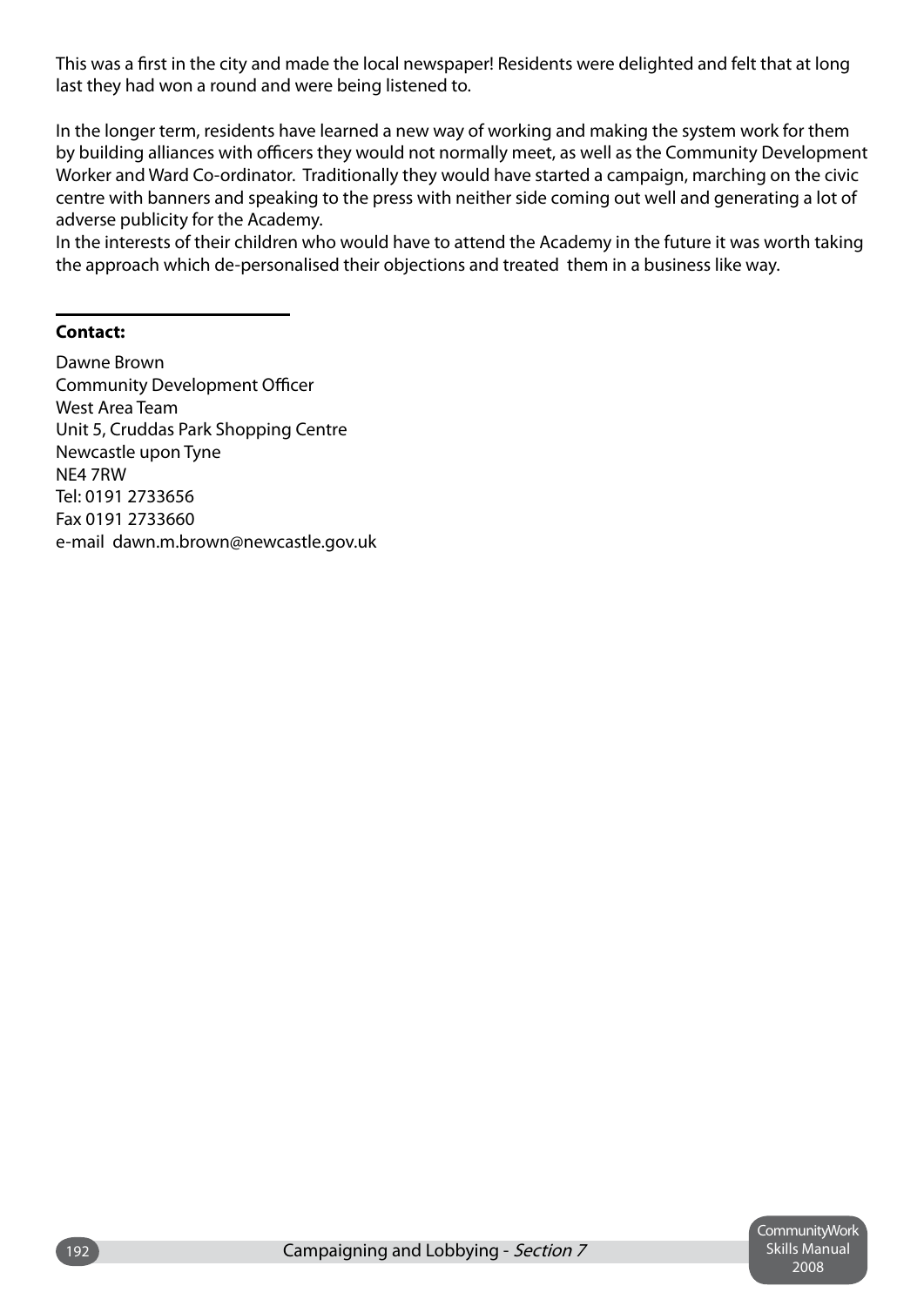This was a first in the city and made the local newspaper! Residents were delighted and felt that at long last they had won a round and were being listened to.

In the longer term, residents have learned a new way of working and making the system work for them by building alliances with officers they would not normally meet, as well as the Community Development Worker and Ward Co-ordinator. Traditionally they would have started a campaign, marching on the civic centre with banners and speaking to the press with neither side coming out well and generating a lot of adverse publicity for the Academy.

In the interests of their children who would have to attend the Academy in the future it was worth taking the approach which de-personalised their objections and treated them in a business like way.

---

**Contact:**

Dawne Brown
Community Development Officer
West Area Team
Unit 5, Cruddas Park Shopping Centre
Newcastle upon Tyne
NE4 7RW
Tel: 0191 2733656
Fax 0191 2733660
e-mail dawn.m.brown@newcastle.gov.uk